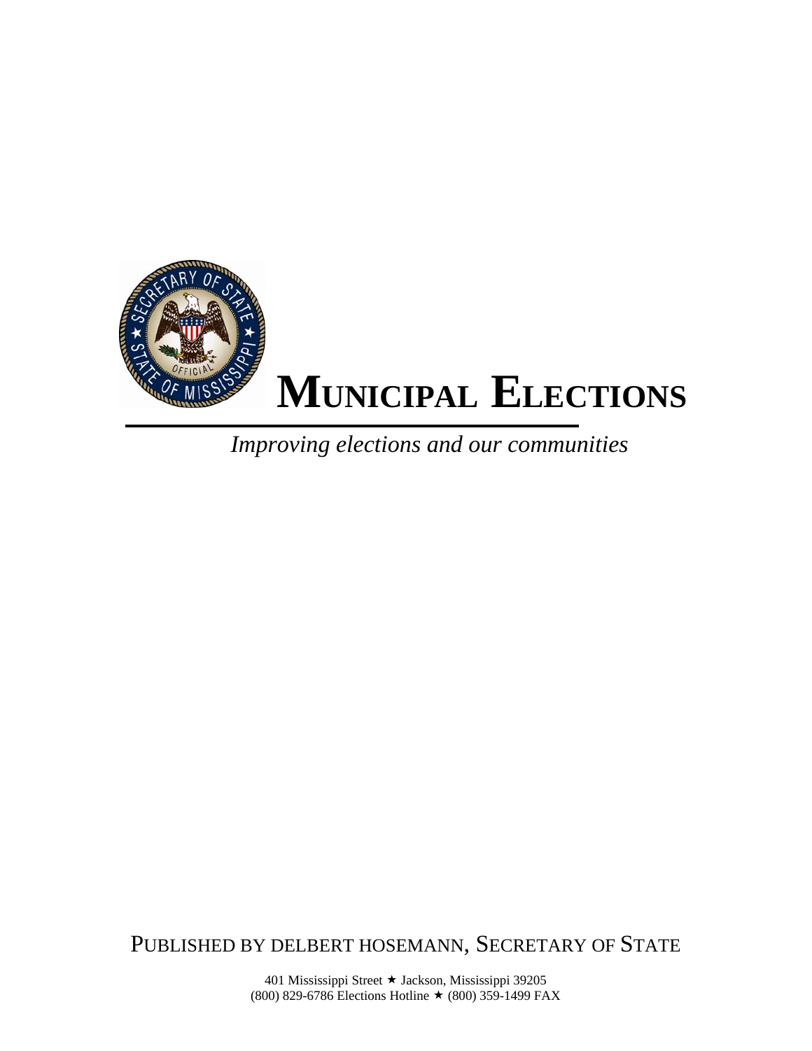# Municipal Elections

*Improving elections and our communities*

PUBLISHED BY DELBERT HOSEMANN, SECRETARY OF STATE

401 Mississippi Street ★ Jackson, Mississippi 39205
(800) 829-6786 Elections Hotline ★ (800) 359-1499 FAX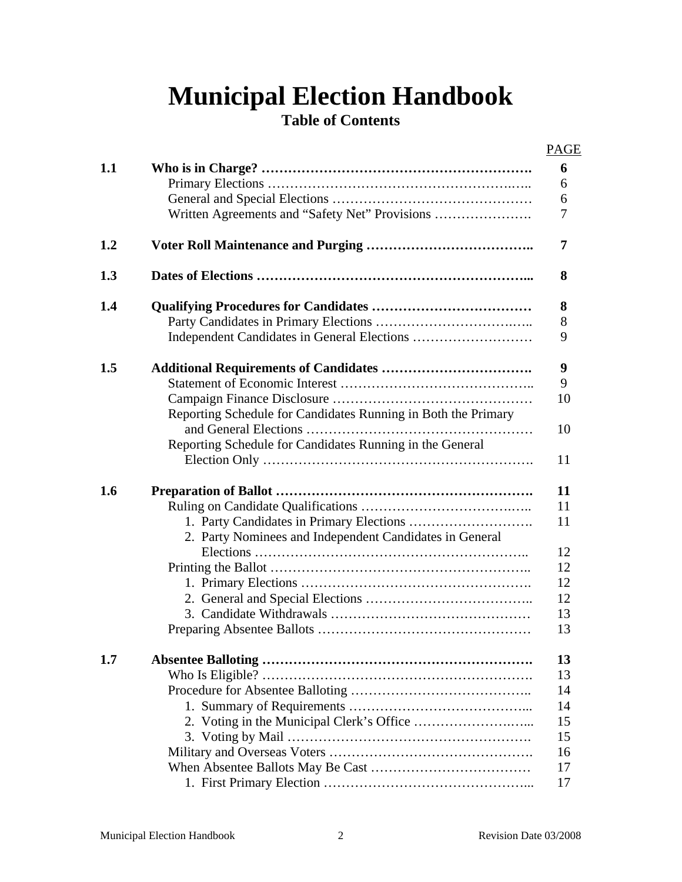# Municipal Election Handbook

## Table of Contents

| | | PAGE |
|---|---|---|
| **1.1** | **Who is in Charge?** | **6** |
| | Primary Elections | 6 |
| | General and Special Elections | 6 |
| | Written Agreements and "Safety Net" Provisions | 7 |
| **1.2** | **Voter Roll Maintenance and Purging** | **7** |
| **1.3** | **Dates of Elections** | **8** |
| **1.4** | **Qualifying Procedures for Candidates** | **8** |
| | Party Candidates in Primary Elections | 8 |
| | Independent Candidates in General Elections | 9 |
| **1.5** | **Additional Requirements of Candidates** | **9** |
| | Statement of Economic Interest | 9 |
| | Campaign Finance Disclosure | 10 |
| | Reporting Schedule for Candidates Running in Both the Primary and General Elections | 10 |
| | Reporting Schedule for Candidates Running in the General Election Only | 11 |
| **1.6** | **Preparation of Ballot** | **11** |
| | Ruling on Candidate Qualifications | 11 |
| | 1. Party Candidates in Primary Elections | 11 |
| | 2. Party Nominees and Independent Candidates in General Elections | 12 |
| | Printing the Ballot | 12 |
| | 1. Primary Elections | 12 |
| | 2. General and Special Elections | 12 |
| | 3. Candidate Withdrawals | 13 |
| | Preparing Absentee Ballots | 13 |
| **1.7** | **Absentee Balloting** | **13** |
| | Who Is Eligible? | 13 |
| | Procedure for Absentee Balloting | 14 |
| | 1. Summary of Requirements | 14 |
| | 2. Voting in the Municipal Clerk's Office | 15 |
| | 3. Voting by Mail | 15 |
| | Military and Overseas Voters | 16 |
| | When Absentee Ballots May Be Cast | 17 |
| | 1. First Primary Election | 17 |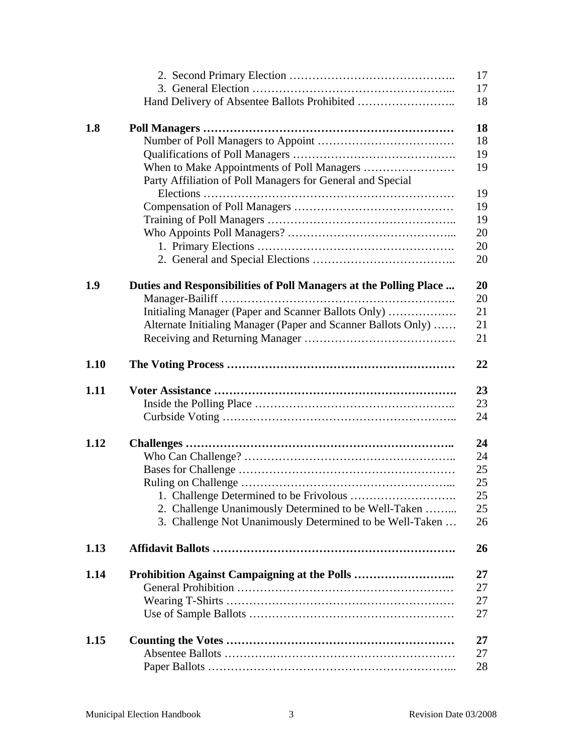| | | |
|---|---|---|
| | 2. Second Primary Election …………………………………….. | 17 |
| | 3. General Election ……………………………………………... | 17 |
| | Hand Delivery of Absentee Ballots Prohibited …………………….. | 18 |
| **1.8** | **Poll Managers …………………………………………………………** | **18** |
| | Number of Poll Managers to Appoint ……………………………… | 18 |
| | Qualifications of Poll Managers ……………………………………. | 19 |
| | When to Make Appointments of Poll Managers …………………… | 19 |
| | Party Affiliation of Poll Managers for General and Special Elections ……………………………………………………… | 19 |
| | Compensation of Poll Managers …………………………………… | 19 |
| | Training of Poll Managers ………………………………………….. | 19 |
| | Who Appoints Poll Managers? ……………………………………... | 20 |
| | 1. Primary Elections ……………………………………………. | 20 |
| | 2. General and Special Elections ……………………………….. | 20 |
| **1.9** | **Duties and Responsibilities of Poll Managers at the Polling Place ...** | **20** |
| | Manager-Bailiff …………………………………………………….. | 20 |
| | Initialing Manager (Paper and Scanner Ballots Only) ……………… | 21 |
| | Alternate Initialing Manager (Paper and Scanner Ballots Only) …… | 21 |
| | Receiving and Returning Manager …………………………………. | 21 |
| **1.10** | **The Voting Process …………………………………………………** | **22** |
| **1.11** | **Voter Assistance …………………………………………………….** | **23** |
| | Inside the Polling Place …………………………………………….. | 23 |
| | Curbside Voting …………………………………………………….. | 24 |
| **1.12** | **Challenges …………………………………………………………..** | **24** |
| | Who Can Challenge? ……………………………………………….. | 24 |
| | Bases for Challenge ………………………………………………… | 25 |
| | Ruling on Challenge ………………………………………………... | 25 |
| | 1. Challenge Determined to be Frivolous ………………………. | 25 |
| | 2. Challenge Unanimously Determined to be Well-Taken ……... | 25 |
| | 3. Challenge Not Unanimously Determined to be Well-Taken … | 26 |
| **1.13** | **Affidavit Ballots …………………………………………………….** | **26** |
| **1.14** | **Prohibition Against Campaigning at the Polls ……………………...** | **27** |
| | General Prohibition ………………………………………………… | 27 |
| | Wearing T-Shirts …………………………………………………… | 27 |
| | Use of Sample Ballots ……………………………………………… | 27 |
| **1.15** | **Counting the Votes …………………………………………………** | **27** |
| | Absentee Ballots ……………………………………………………… | 27 |
| | Paper Ballots ………………………………………………………... | 28 |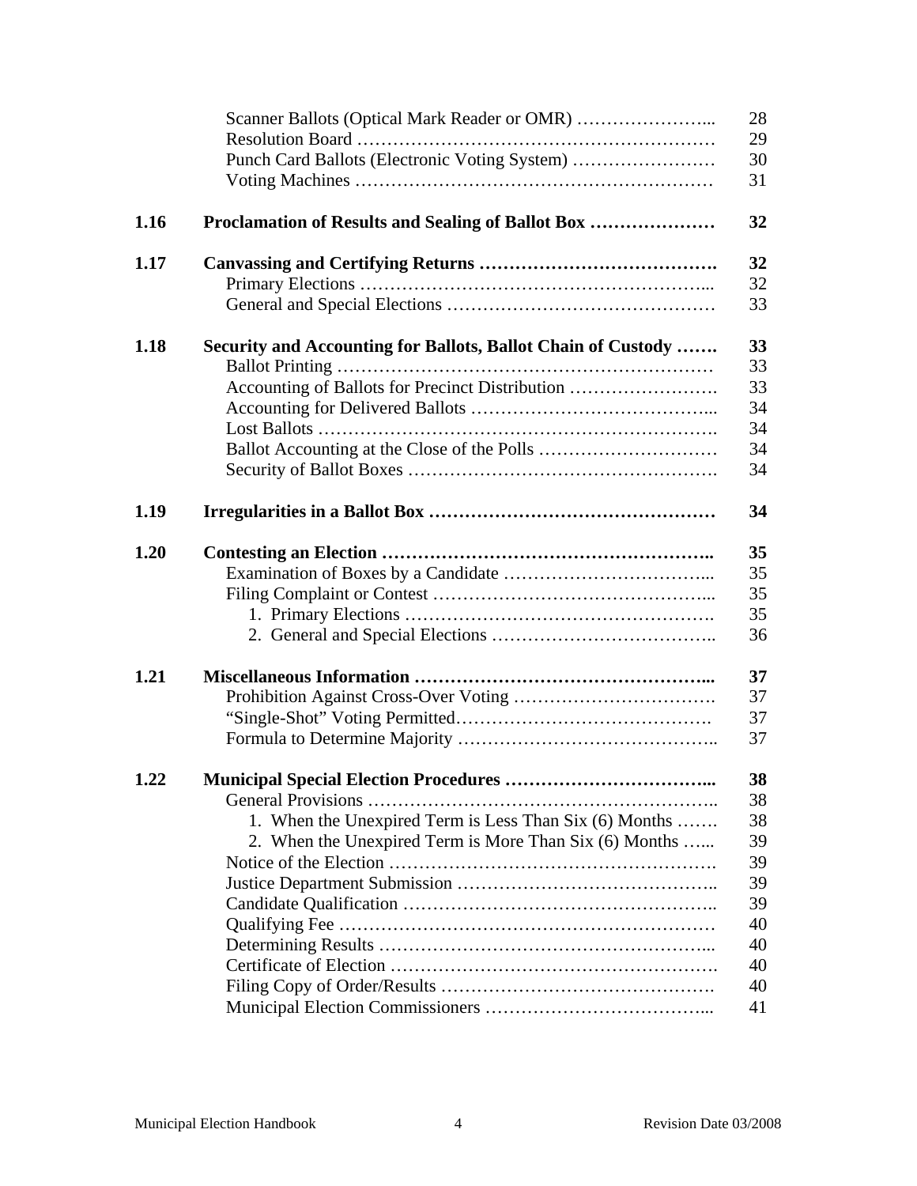| | | |
|---|---|---|
| | Scanner Ballots (Optical Mark Reader or OMR) ………………….. | 28 |
| | Resolution Board ………………………………………………… | 29 |
| | Punch Card Ballots (Electronic Voting System) …………………… | 30 |
| | Voting Machines …………………………………………………… | 31 |
| **1.16** | **Proclamation of Results and Sealing of Ballot Box …………………** | **32** |
| **1.17** | **Canvassing and Certifying Returns ………………………………….** | **32** |
| | Primary Elections ………………………………………………... | 32 |
| | General and Special Elections ……………………………………… | 33 |
| **1.18** | **Security and Accounting for Ballots, Ballot Chain of Custody …….** | **33** |
| | Ballot Printing …………………………………………………… | 33 |
| | Accounting of Ballots for Precinct Distribution ……………………. | 33 |
| | Accounting for Delivered Ballots …………………………………... | 34 |
| | Lost Ballots ………………………………………………………. | 34 |
| | Ballot Accounting at the Close of the Polls ………………………… | 34 |
| | Security of Ballot Boxes ……………………………………………. | 34 |
| **1.19** | **Irregularities in a Ballot Box …………………………………………** | **34** |
| **1.20** | **Contesting an Election ………………………………………………..** | **35** |
| | Examination of Boxes by a Candidate ……………………………... | 35 |
| | Filing Complaint or Contest ………………………………………... | 35 |
| | 1. Primary Elections ……………………………………………. | 35 |
| | 2. General and Special Elections ……………………………….. | 36 |
| **1.21** | **Miscellaneous Information …………………………………………...** | **37** |
| | Prohibition Against Cross-Over Voting ……………………………. | 37 |
| | "Single-Shot" Voting Permitted……………………………………. | 37 |
| | Formula to Determine Majority …………………………………….. | 37 |
| **1.22** | **Municipal Special Election Procedures ……………………………...** | **38** |
| | General Provisions ………………………………………………….. | 38 |
| | 1. When the Unexpired Term is Less Than Six (6) Months ……. | 38 |
| | 2. When the Unexpired Term is More Than Six (6) Months …... | 39 |
| | Notice of the Election ………………………………………………. | 39 |
| | Justice Department Submission …………………………………….. | 39 |
| | Candidate Qualification …………………………………………….. | 39 |
| | Qualifying Fee ……………………………………………………… | 40 |
| | Determining Results ………………………………………………... | 40 |
| | Certificate of Election ………………………………………………. | 40 |
| | Filing Copy of Order/Results ………………………………………. | 40 |
| | Municipal Election Commissioners ………………………………... | 41 |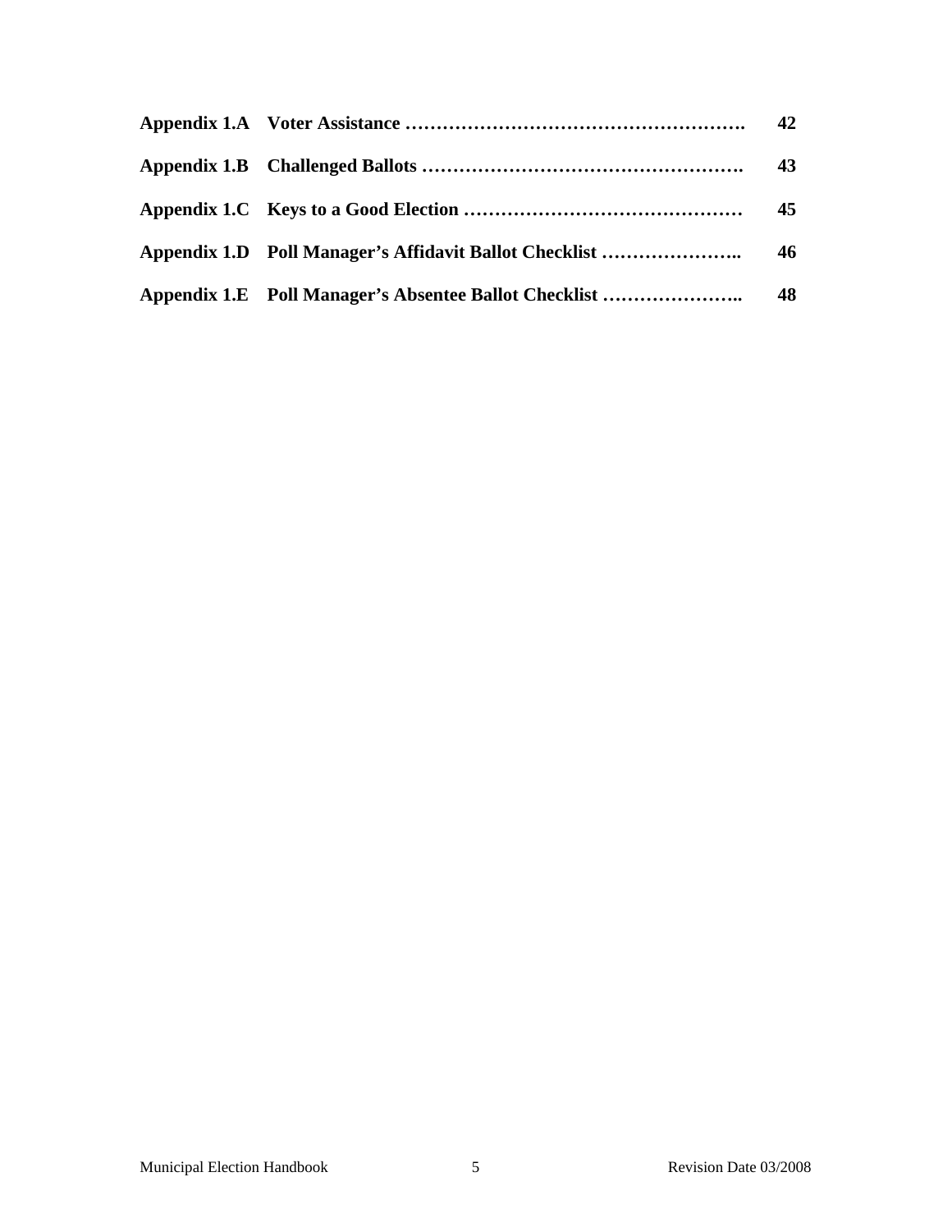| | | |
|---|---|---|
| **Appendix 1.A** | **Voter Assistance ……………………………………………….** | **42** |
| **Appendix 1.B** | **Challenged Ballots …………………………………………….** | **43** |
| **Appendix 1.C** | **Keys to a Good Election ………………………………………** | **45** |
| **Appendix 1.D** | **Poll Manager's Affidavit Ballot Checklist …………………..** | **46** |
| **Appendix 1.E** | **Poll Manager's Absentee Ballot Checklist …………………..** | **48** |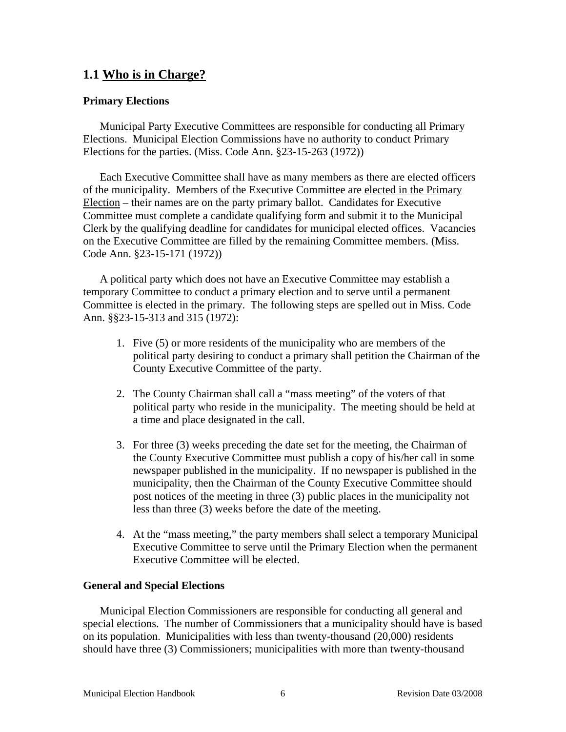## 1.1 <u>Who is in Charge?</u>

### Primary Elections

Municipal Party Executive Committees are responsible for conducting all Primary Elections. Municipal Election Commissions have no authority to conduct Primary Elections for the parties. (Miss. Code Ann. §23-15-263 (1972))

Each Executive Committee shall have as many members as there are elected officers of the municipality. Members of the Executive Committee are <u>elected in the Primary Election</u> – their names are on the party primary ballot. Candidates for Executive Committee must complete a candidate qualifying form and submit it to the Municipal Clerk by the qualifying deadline for candidates for municipal elected offices. Vacancies on the Executive Committee are filled by the remaining Committee members. (Miss. Code Ann. §23-15-171 (1972))

A political party which does not have an Executive Committee may establish a temporary Committee to conduct a primary election and to serve until a permanent Committee is elected in the primary. The following steps are spelled out in Miss. Code Ann. §§23-15-313 and 315 (1972):

1. Five (5) or more residents of the municipality who are members of the political party desiring to conduct a primary shall petition the Chairman of the County Executive Committee of the party.

2. The County Chairman shall call a "mass meeting" of the voters of that political party who reside in the municipality. The meeting should be held at a time and place designated in the call.

3. For three (3) weeks preceding the date set for the meeting, the Chairman of the County Executive Committee must publish a copy of his/her call in some newspaper published in the municipality. If no newspaper is published in the municipality, then the Chairman of the County Executive Committee should post notices of the meeting in three (3) public places in the municipality not less than three (3) weeks before the date of the meeting.

4. At the "mass meeting," the party members shall select a temporary Municipal Executive Committee to serve until the Primary Election when the permanent Executive Committee will be elected.

### General and Special Elections

Municipal Election Commissioners are responsible for conducting all general and special elections. The number of Commissioners that a municipality should have is based on its population. Municipalities with less than twenty-thousand (20,000) residents should have three (3) Commissioners; municipalities with more than twenty-thousand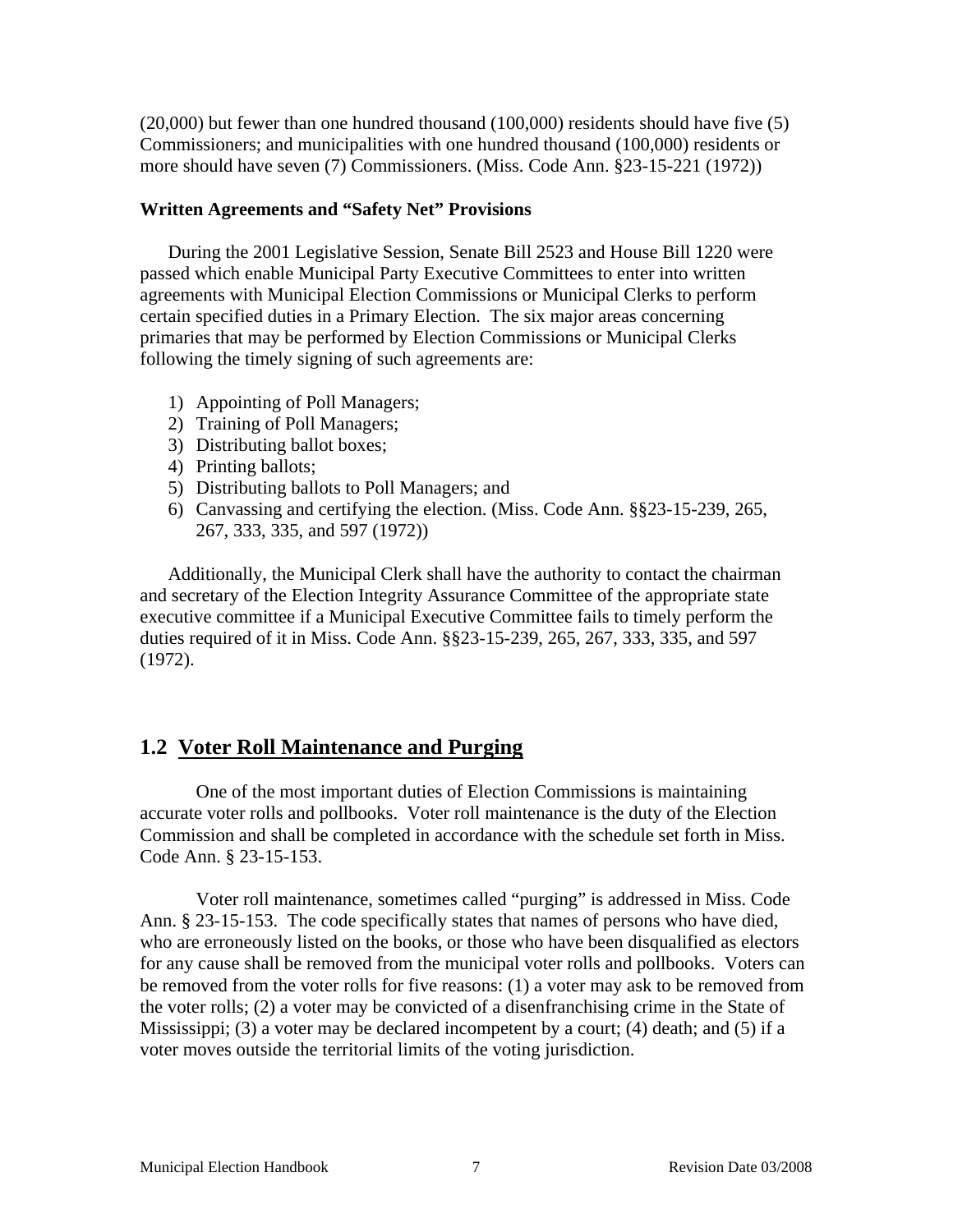(20,000) but fewer than one hundred thousand (100,000) residents should have five (5) Commissioners; and municipalities with one hundred thousand (100,000) residents or more should have seven (7) Commissioners. (Miss. Code Ann. §23-15-221 (1972))

**Written Agreements and "Safety Net" Provisions**

During the 2001 Legislative Session, Senate Bill 2523 and House Bill 1220 were passed which enable Municipal Party Executive Committees to enter into written agreements with Municipal Election Commissions or Municipal Clerks to perform certain specified duties in a Primary Election. The six major areas concerning primaries that may be performed by Election Commissions or Municipal Clerks following the timely signing of such agreements are:

1) Appointing of Poll Managers;
2) Training of Poll Managers;
3) Distributing ballot boxes;
4) Printing ballots;
5) Distributing ballots to Poll Managers; and
6) Canvassing and certifying the election. (Miss. Code Ann. §§23-15-239, 265, 267, 333, 335, and 597 (1972))

Additionally, the Municipal Clerk shall have the authority to contact the chairman and secretary of the Election Integrity Assurance Committee of the appropriate state executive committee if a Municipal Executive Committee fails to timely perform the duties required of it in Miss. Code Ann. §§23-15-239, 265, 267, 333, 335, and 597 (1972).

## 1.2 Voter Roll Maintenance and Purging

One of the most important duties of Election Commissions is maintaining accurate voter rolls and pollbooks. Voter roll maintenance is the duty of the Election Commission and shall be completed in accordance with the schedule set forth in Miss. Code Ann. § 23-15-153.

Voter roll maintenance, sometimes called "purging" is addressed in Miss. Code Ann. § 23-15-153. The code specifically states that names of persons who have died, who are erroneously listed on the books, or those who have been disqualified as electors for any cause shall be removed from the municipal voter rolls and pollbooks. Voters can be removed from the voter rolls for five reasons: (1) a voter may ask to be removed from the voter rolls; (2) a voter may be convicted of a disenfranchising crime in the State of Mississippi; (3) a voter may be declared incompetent by a court; (4) death; and (5) if a voter moves outside the territorial limits of the voting jurisdiction.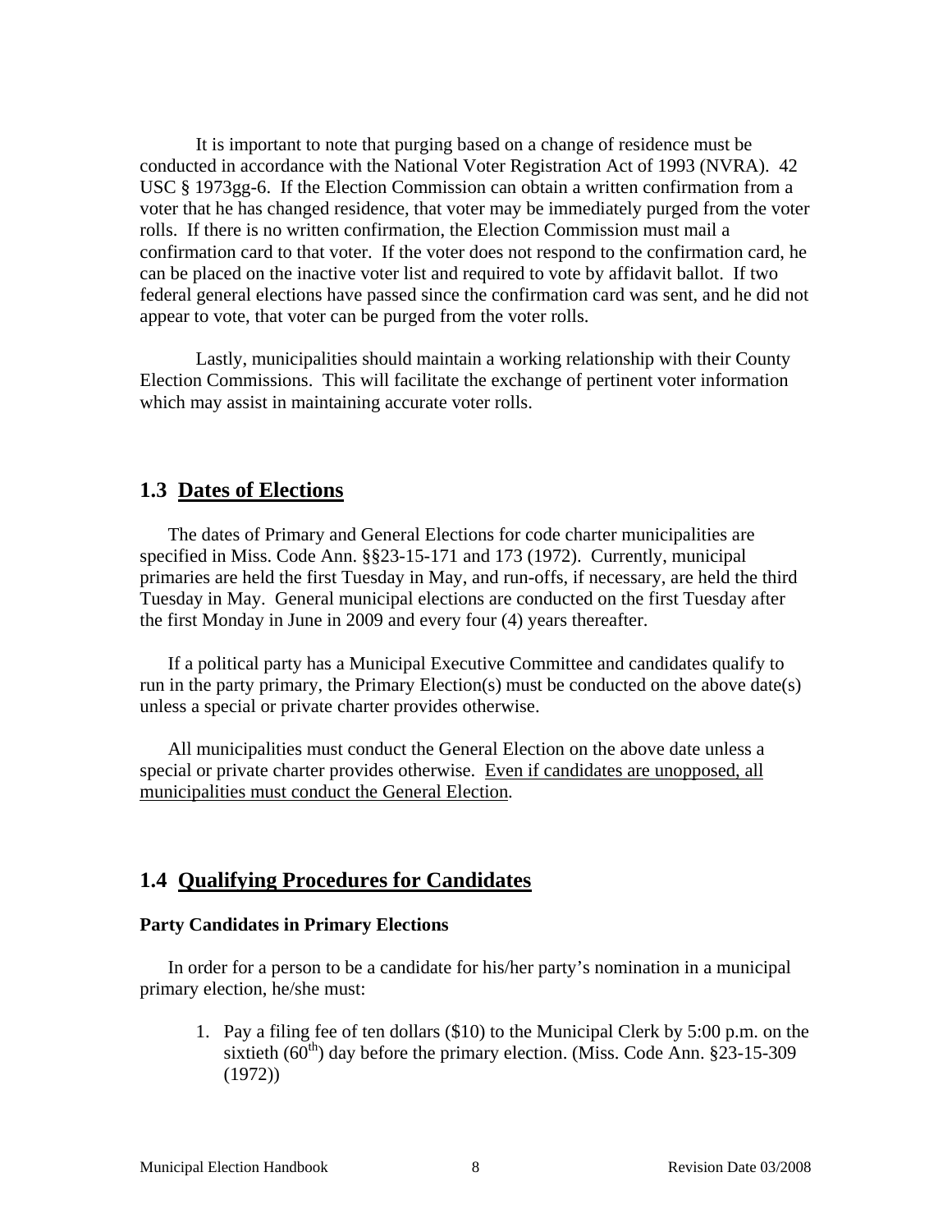It is important to note that purging based on a change of residence must be conducted in accordance with the National Voter Registration Act of 1993 (NVRA). 42 USC § 1973gg-6. If the Election Commission can obtain a written confirmation from a voter that he has changed residence, that voter may be immediately purged from the voter rolls. If there is no written confirmation, the Election Commission must mail a confirmation card to that voter. If the voter does not respond to the confirmation card, he can be placed on the inactive voter list and required to vote by affidavit ballot. If two federal general elections have passed since the confirmation card was sent, and he did not appear to vote, that voter can be purged from the voter rolls.

Lastly, municipalities should maintain a working relationship with their County Election Commissions. This will facilitate the exchange of pertinent voter information which may assist in maintaining accurate voter rolls.

## 1.3 Dates of Elections

The dates of Primary and General Elections for code charter municipalities are specified in Miss. Code Ann. §§23-15-171 and 173 (1972). Currently, municipal primaries are held the first Tuesday in May, and run-offs, if necessary, are held the third Tuesday in May. General municipal elections are conducted on the first Tuesday after the first Monday in June in 2009 and every four (4) years thereafter.

If a political party has a Municipal Executive Committee and candidates qualify to run in the party primary, the Primary Election(s) must be conducted on the above date(s) unless a special or private charter provides otherwise.

All municipalities must conduct the General Election on the above date unless a special or private charter provides otherwise. Even if candidates are unopposed, all municipalities must conduct the General Election.

## 1.4 Qualifying Procedures for Candidates

**Party Candidates in Primary Elections**

In order for a person to be a candidate for his/her party's nomination in a municipal primary election, he/she must:

1. Pay a filing fee of ten dollars ($10) to the Municipal Clerk by 5:00 p.m. on the sixtieth (60th) day before the primary election. (Miss. Code Ann. §23-15-309 (1972))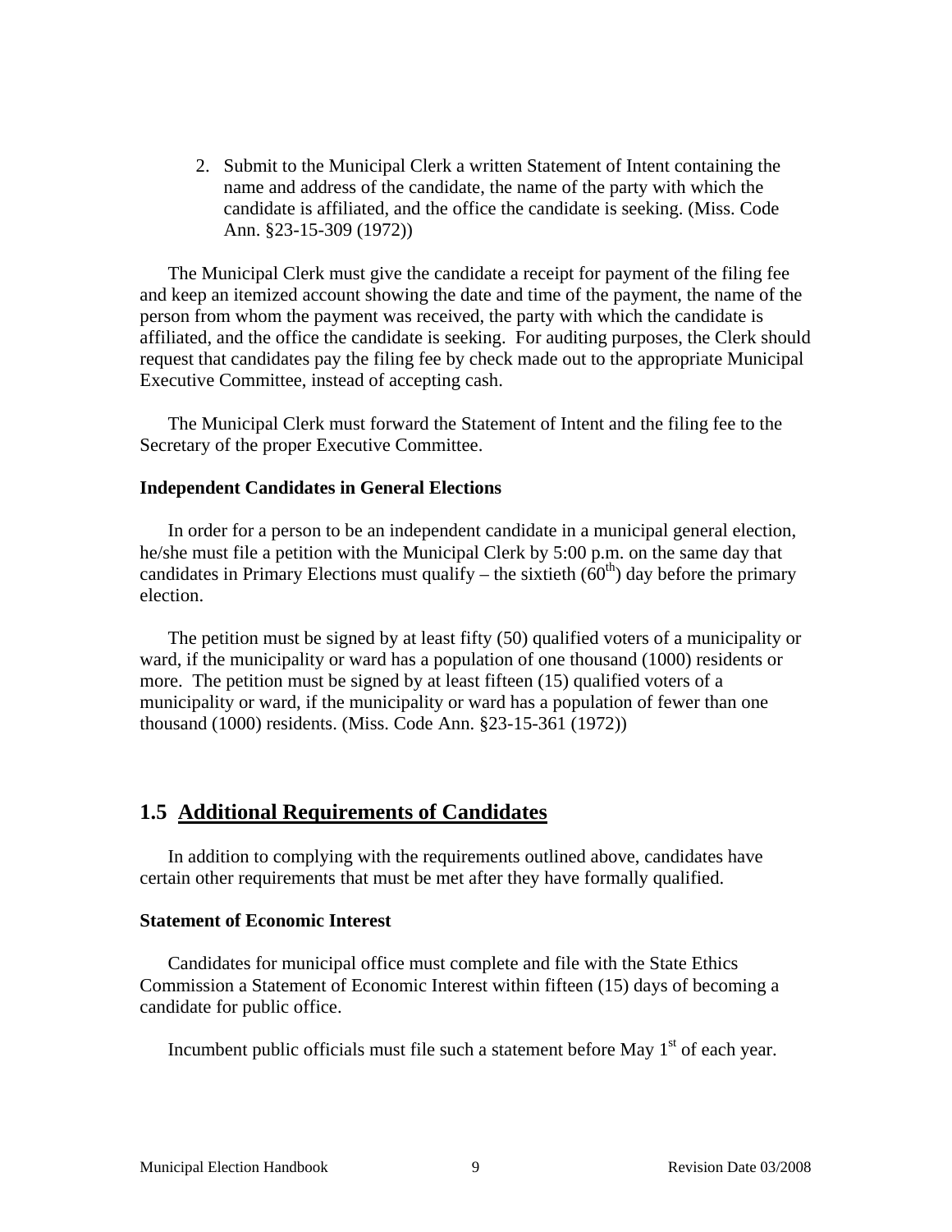2. Submit to the Municipal Clerk a written Statement of Intent containing the name and address of the candidate, the name of the party with which the candidate is affiliated, and the office the candidate is seeking. (Miss. Code Ann. §23-15-309 (1972))

The Municipal Clerk must give the candidate a receipt for payment of the filing fee and keep an itemized account showing the date and time of the payment, the name of the person from whom the payment was received, the party with which the candidate is affiliated, and the office the candidate is seeking. For auditing purposes, the Clerk should request that candidates pay the filing fee by check made out to the appropriate Municipal Executive Committee, instead of accepting cash.

The Municipal Clerk must forward the Statement of Intent and the filing fee to the Secretary of the proper Executive Committee.

**Independent Candidates in General Elections**

In order for a person to be an independent candidate in a municipal general election, he/she must file a petition with the Municipal Clerk by 5:00 p.m. on the same day that candidates in Primary Elections must qualify – the sixtieth (60th) day before the primary election.

The petition must be signed by at least fifty (50) qualified voters of a municipality or ward, if the municipality or ward has a population of one thousand (1000) residents or more. The petition must be signed by at least fifteen (15) qualified voters of a municipality or ward, if the municipality or ward has a population of fewer than one thousand (1000) residents. (Miss. Code Ann. §23-15-361 (1972))

## 1.5 Additional Requirements of Candidates

In addition to complying with the requirements outlined above, candidates have certain other requirements that must be met after they have formally qualified.

**Statement of Economic Interest**

Candidates for municipal office must complete and file with the State Ethics Commission a Statement of Economic Interest within fifteen (15) days of becoming a candidate for public office.

Incumbent public officials must file such a statement before May 1st of each year.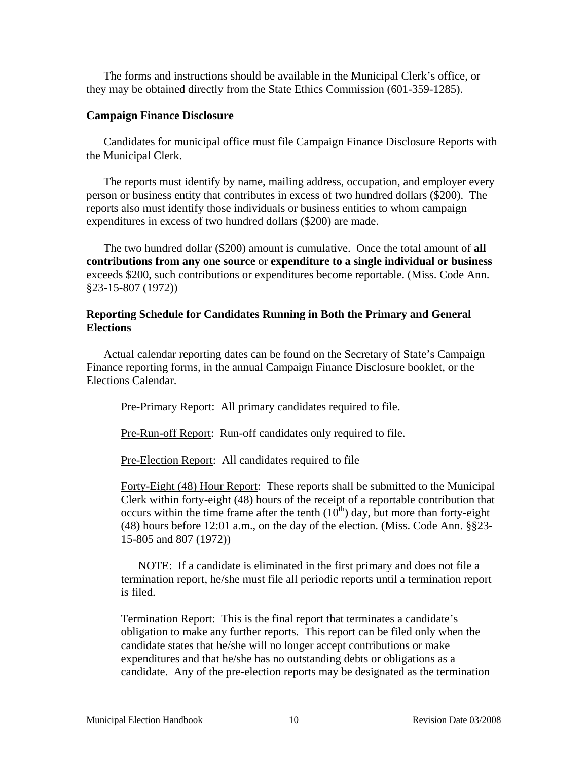The forms and instructions should be available in the Municipal Clerk's office, or they may be obtained directly from the State Ethics Commission (601-359-1285).

**Campaign Finance Disclosure**

Candidates for municipal office must file Campaign Finance Disclosure Reports with the Municipal Clerk.

The reports must identify by name, mailing address, occupation, and employer every person or business entity that contributes in excess of two hundred dollars ($200). The reports also must identify those individuals or business entities to whom campaign expenditures in excess of two hundred dollars ($200) are made.

The two hundred dollar ($200) amount is cumulative. Once the total amount of **all contributions from any one source** or **expenditure to a single individual or business** exceeds $200, such contributions or expenditures become reportable. (Miss. Code Ann. §23-15-807 (1972))

**Reporting Schedule for Candidates Running in Both the Primary and General Elections**

Actual calendar reporting dates can be found on the Secretary of State's Campaign Finance reporting forms, in the annual Campaign Finance Disclosure booklet, or the Elections Calendar.

> <u>Pre-Primary Report</u>: All primary candidates required to file.
>
> <u>Pre-Run-off Report</u>: Run-off candidates only required to file.
>
> <u>Pre-Election Report</u>: All candidates required to file
>
> <u>Forty-Eight (48) Hour Report</u>: These reports shall be submitted to the Municipal Clerk within forty-eight (48) hours of the receipt of a reportable contribution that occurs within the time frame after the tenth (10th) day, but more than forty-eight (48) hours before 12:01 a.m., on the day of the election. (Miss. Code Ann. §§23-15-805 and 807 (1972))
>
> NOTE: If a candidate is eliminated in the first primary and does not file a termination report, he/she must file all periodic reports until a termination report is filed.
>
> <u>Termination Report</u>: This is the final report that terminates a candidate's obligation to make any further reports. This report can be filed only when the candidate states that he/she will no longer accept contributions or make expenditures and that he/she has no outstanding debts or obligations as a candidate. Any of the pre-election reports may be designated as the termination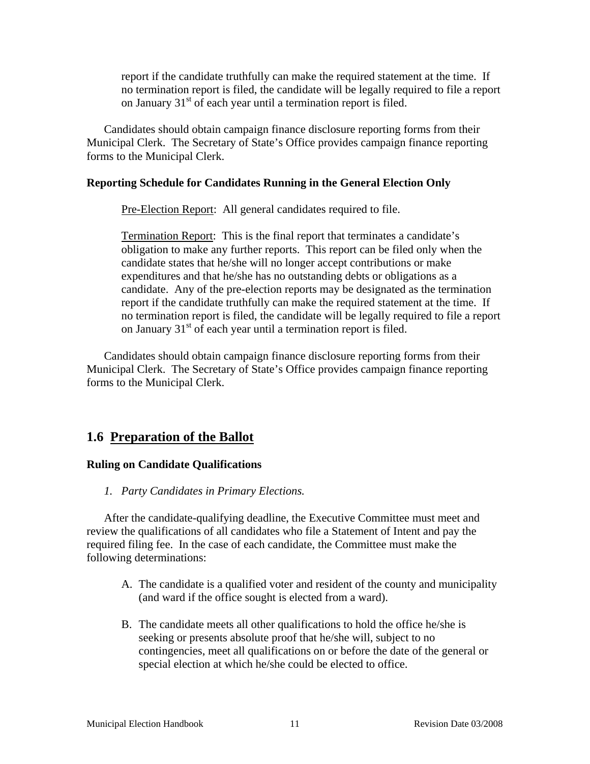report if the candidate truthfully can make the required statement at the time. If no termination report is filed, the candidate will be legally required to file a report on January 31st of each year until a termination report is filed.

Candidates should obtain campaign finance disclosure reporting forms from their Municipal Clerk. The Secretary of State's Office provides campaign finance reporting forms to the Municipal Clerk.

**Reporting Schedule for Candidates Running in the General Election Only**

Pre-Election Report: All general candidates required to file.

Termination Report: This is the final report that terminates a candidate's obligation to make any further reports. This report can be filed only when the candidate states that he/she will no longer accept contributions or make expenditures and that he/she has no outstanding debts or obligations as a candidate. Any of the pre-election reports may be designated as the termination report if the candidate truthfully can make the required statement at the time. If no termination report is filed, the candidate will be legally required to file a report on January 31st of each year until a termination report is filed.

Candidates should obtain campaign finance disclosure reporting forms from their Municipal Clerk. The Secretary of State's Office provides campaign finance reporting forms to the Municipal Clerk.

## 1.6 Preparation of the Ballot

**Ruling on Candidate Qualifications**

*1. Party Candidates in Primary Elections.*

After the candidate-qualifying deadline, the Executive Committee must meet and review the qualifications of all candidates who file a Statement of Intent and pay the required filing fee. In the case of each candidate, the Committee must make the following determinations:

A. The candidate is a qualified voter and resident of the county and municipality (and ward if the office sought is elected from a ward).

B. The candidate meets all other qualifications to hold the office he/she is seeking or presents absolute proof that he/she will, subject to no contingencies, meet all qualifications on or before the date of the general or special election at which he/she could be elected to office.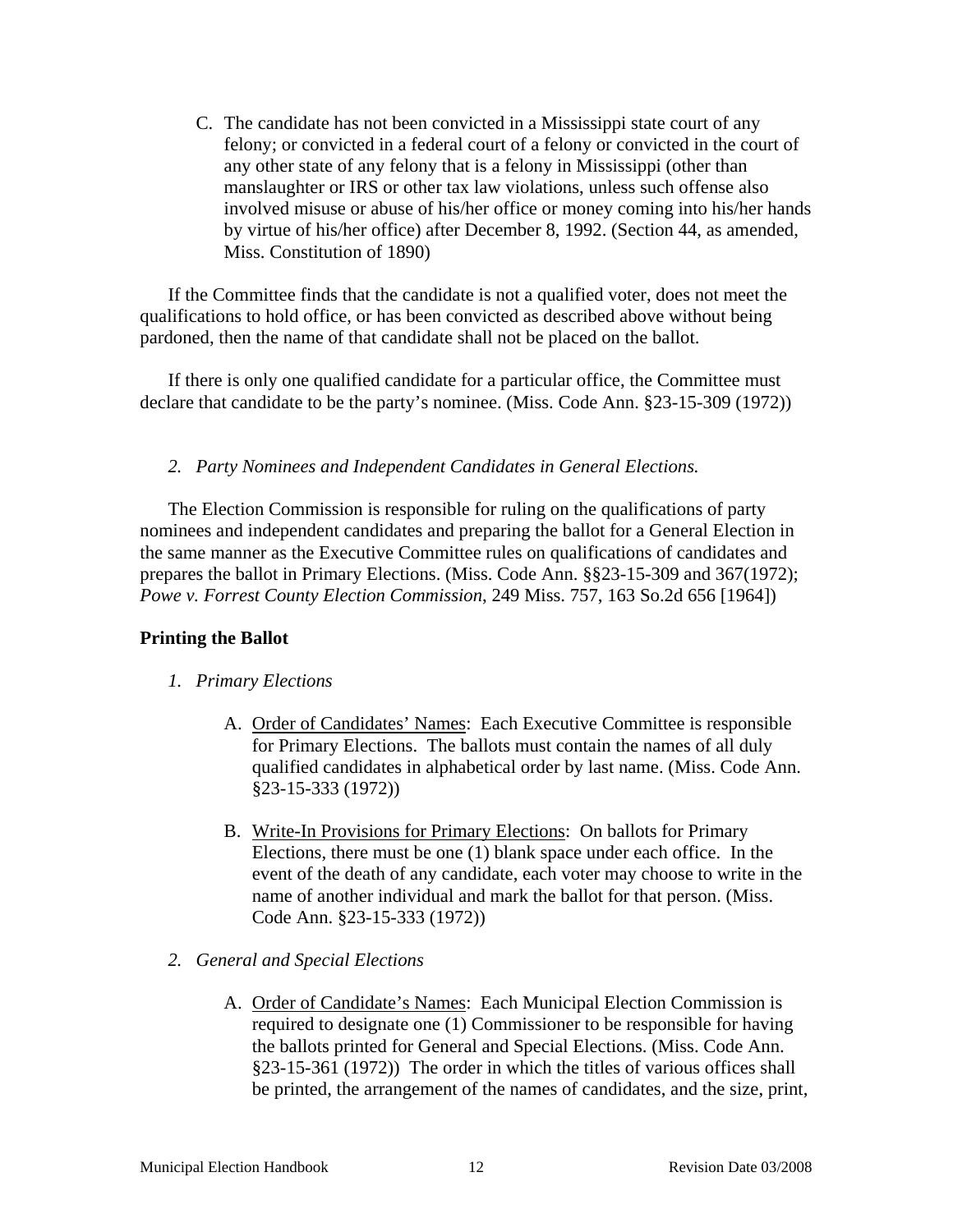C. The candidate has not been convicted in a Mississippi state court of any felony; or convicted in a federal court of a felony or convicted in the court of any other state of any felony that is a felony in Mississippi (other than manslaughter or IRS or other tax law violations, unless such offense also involved misuse or abuse of his/her office or money coming into his/her hands by virtue of his/her office) after December 8, 1992. (Section 44, as amended, Miss. Constitution of 1890)

If the Committee finds that the candidate is not a qualified voter, does not meet the qualifications to hold office, or has been convicted as described above without being pardoned, then the name of that candidate shall not be placed on the ballot.

If there is only one qualified candidate for a particular office, the Committee must declare that candidate to be the party's nominee. (Miss. Code Ann. §23-15-309 (1972))

*2. Party Nominees and Independent Candidates in General Elections.*

The Election Commission is responsible for ruling on the qualifications of party nominees and independent candidates and preparing the ballot for a General Election in the same manner as the Executive Committee rules on qualifications of candidates and prepares the ballot in Primary Elections. (Miss. Code Ann. §§23-15-309 and 367(1972); *Powe v. Forrest County Election Commission*, 249 Miss. 757, 163 So.2d 656 [1964])

**Printing the Ballot**

*1. Primary Elections*

A. Order of Candidates' Names: Each Executive Committee is responsible for Primary Elections. The ballots must contain the names of all duly qualified candidates in alphabetical order by last name. (Miss. Code Ann. §23-15-333 (1972))

B. Write-In Provisions for Primary Elections: On ballots for Primary Elections, there must be one (1) blank space under each office. In the event of the death of any candidate, each voter may choose to write in the name of another individual and mark the ballot for that person. (Miss. Code Ann. §23-15-333 (1972))

*2. General and Special Elections*

A. Order of Candidate's Names: Each Municipal Election Commission is required to designate one (1) Commissioner to be responsible for having the ballots printed for General and Special Elections. (Miss. Code Ann. §23-15-361 (1972)) The order in which the titles of various offices shall be printed, the arrangement of the names of candidates, and the size, print,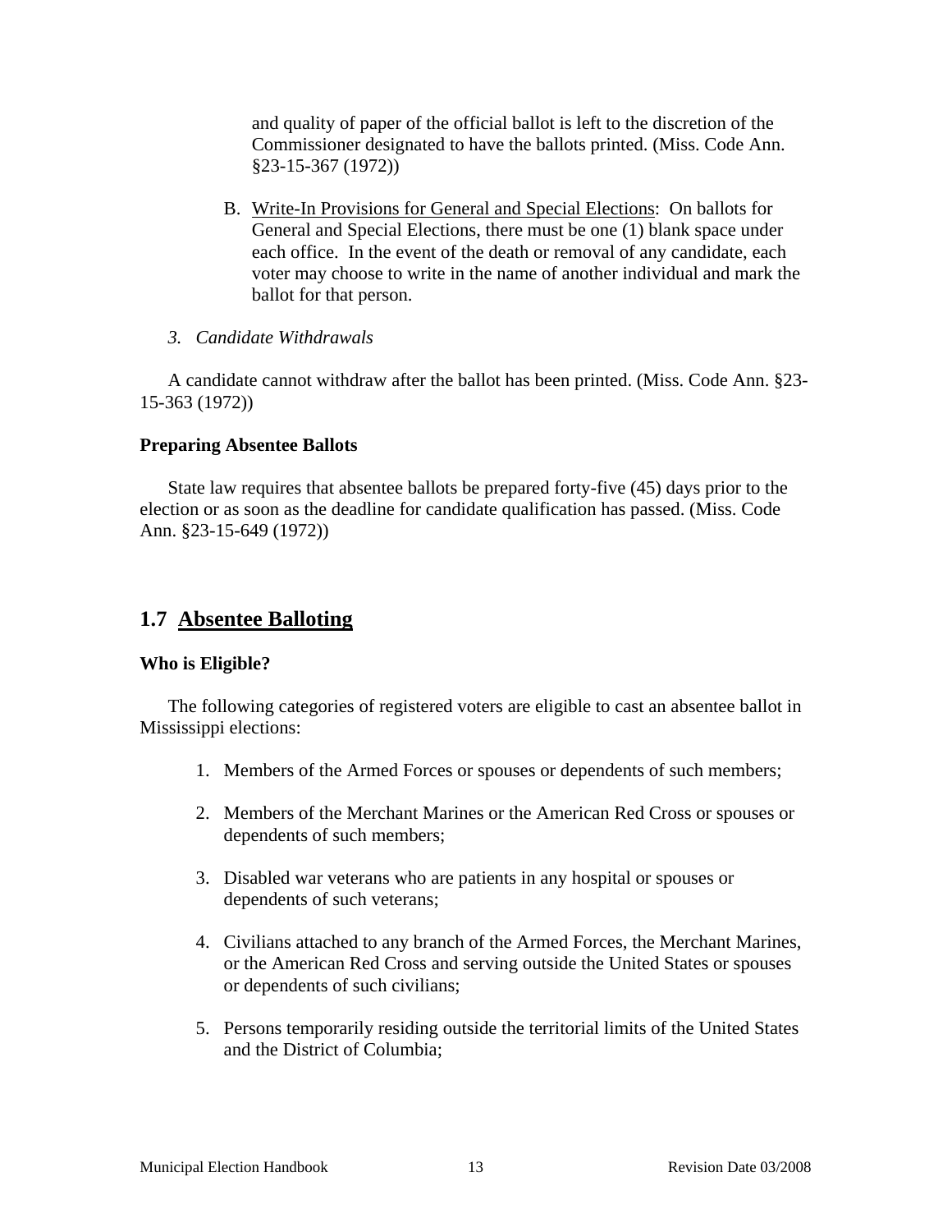and quality of paper of the official ballot is left to the discretion of the Commissioner designated to have the ballots printed. (Miss. Code Ann. §23-15-367 (1972))

B. Write-In Provisions for General and Special Elections: On ballots for General and Special Elections, there must be one (1) blank space under each office. In the event of the death or removal of any candidate, each voter may choose to write in the name of another individual and mark the ballot for that person.

*3. Candidate Withdrawals*

A candidate cannot withdraw after the ballot has been printed. (Miss. Code Ann. §23-15-363 (1972))

**Preparing Absentee Ballots**

State law requires that absentee ballots be prepared forty-five (45) days prior to the election or as soon as the deadline for candidate qualification has passed. (Miss. Code Ann. §23-15-649 (1972))

## 1.7 Absentee Balloting

**Who is Eligible?**

The following categories of registered voters are eligible to cast an absentee ballot in Mississippi elections:

1. Members of the Armed Forces or spouses or dependents of such members;

2. Members of the Merchant Marines or the American Red Cross or spouses or dependents of such members;

3. Disabled war veterans who are patients in any hospital or spouses or dependents of such veterans;

4. Civilians attached to any branch of the Armed Forces, the Merchant Marines, or the American Red Cross and serving outside the United States or spouses or dependents of such civilians;

5. Persons temporarily residing outside the territorial limits of the United States and the District of Columbia;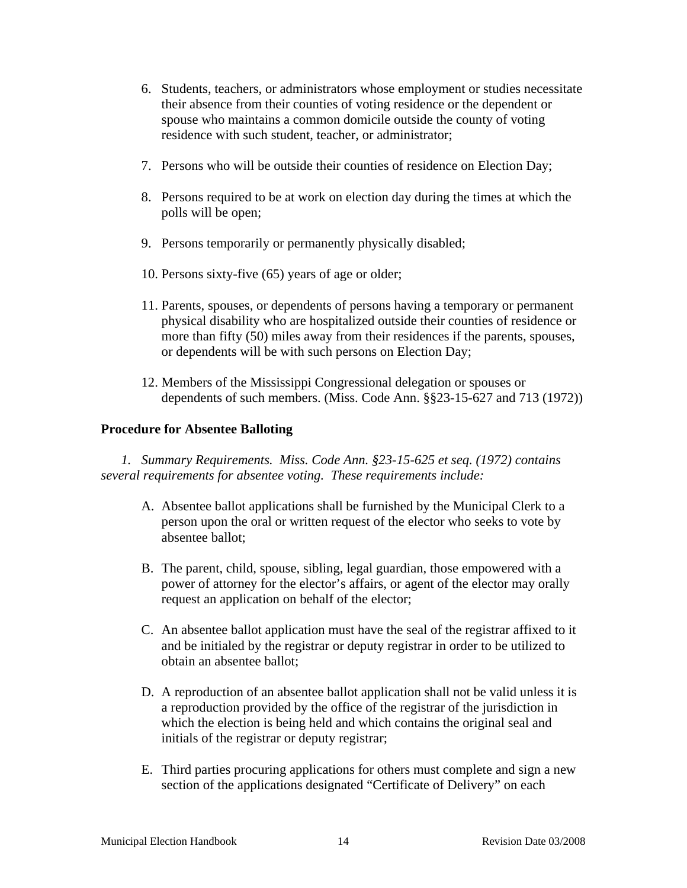6. Students, teachers, or administrators whose employment or studies necessitate their absence from their counties of voting residence or the dependent or spouse who maintains a common domicile outside the county of voting residence with such student, teacher, or administrator;

7. Persons who will be outside their counties of residence on Election Day;

8. Persons required to be at work on election day during the times at which the polls will be open;

9. Persons temporarily or permanently physically disabled;

10. Persons sixty-five (65) years of age or older;

11. Parents, spouses, or dependents of persons having a temporary or permanent physical disability who are hospitalized outside their counties of residence or more than fifty (50) miles away from their residences if the parents, spouses, or dependents will be with such persons on Election Day;

12. Members of the Mississippi Congressional delegation or spouses or dependents of such members. (Miss. Code Ann. §§23-15-627 and 713 (1972))

**Procedure for Absentee Balloting**

*1. Summary Requirements. Miss. Code Ann. §23-15-625 et seq. (1972) contains several requirements for absentee voting. These requirements include:*

A. Absentee ballot applications shall be furnished by the Municipal Clerk to a person upon the oral or written request of the elector who seeks to vote by absentee ballot;

B. The parent, child, spouse, sibling, legal guardian, those empowered with a power of attorney for the elector's affairs, or agent of the elector may orally request an application on behalf of the elector;

C. An absentee ballot application must have the seal of the registrar affixed to it and be initialed by the registrar or deputy registrar in order to be utilized to obtain an absentee ballot;

D. A reproduction of an absentee ballot application shall not be valid unless it is a reproduction provided by the office of the registrar of the jurisdiction in which the election is being held and which contains the original seal and initials of the registrar or deputy registrar;

E. Third parties procuring applications for others must complete and sign a new section of the applications designated "Certificate of Delivery" on each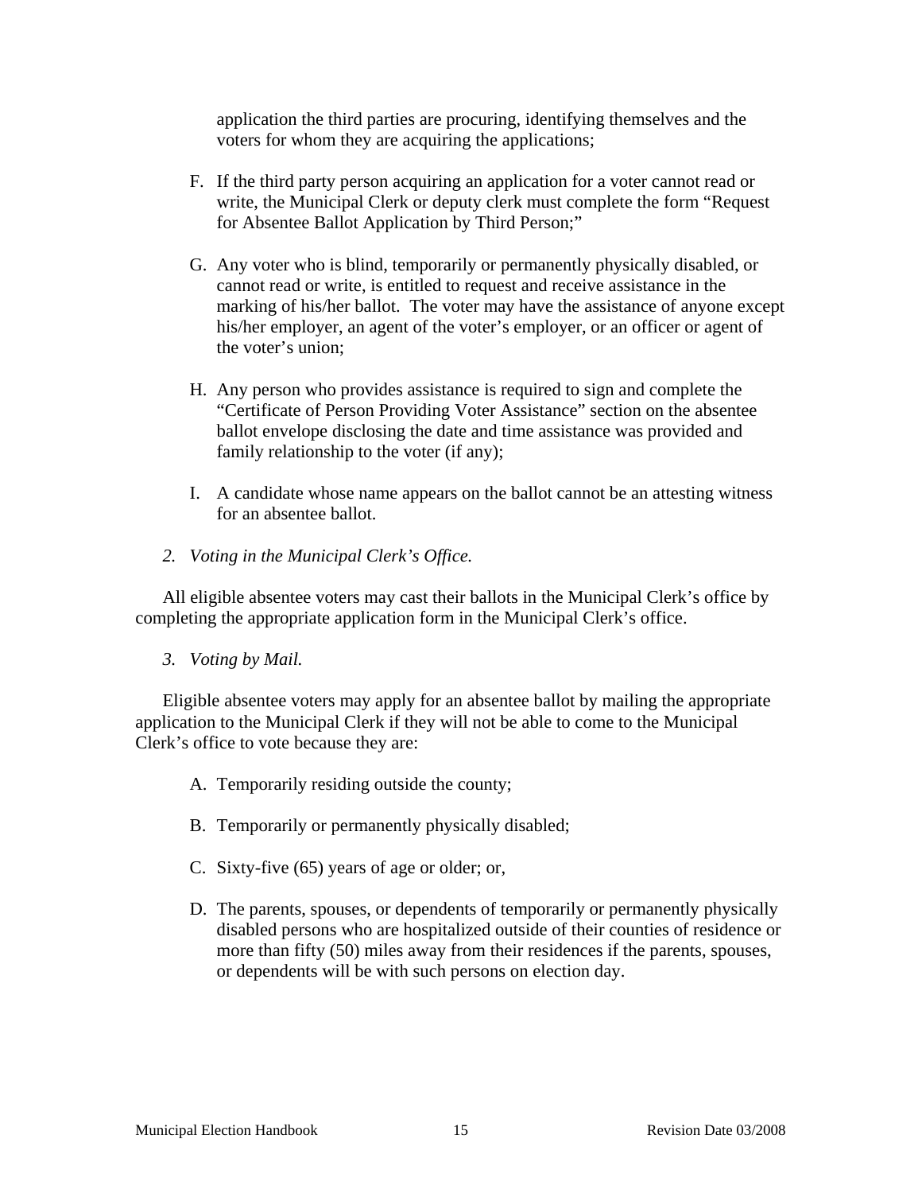application the third parties are procuring, identifying themselves and the voters for whom they are acquiring the applications;

F. If the third party person acquiring an application for a voter cannot read or write, the Municipal Clerk or deputy clerk must complete the form "Request for Absentee Ballot Application by Third Person;"

G. Any voter who is blind, temporarily or permanently physically disabled, or cannot read or write, is entitled to request and receive assistance in the marking of his/her ballot. The voter may have the assistance of anyone except his/her employer, an agent of the voter's employer, or an officer or agent of the voter's union;

H. Any person who provides assistance is required to sign and complete the "Certificate of Person Providing Voter Assistance" section on the absentee ballot envelope disclosing the date and time assistance was provided and family relationship to the voter (if any);

I. A candidate whose name appears on the ballot cannot be an attesting witness for an absentee ballot.

*2. Voting in the Municipal Clerk's Office.*

All eligible absentee voters may cast their ballots in the Municipal Clerk's office by completing the appropriate application form in the Municipal Clerk's office.

*3. Voting by Mail.*

Eligible absentee voters may apply for an absentee ballot by mailing the appropriate application to the Municipal Clerk if they will not be able to come to the Municipal Clerk's office to vote because they are:

A. Temporarily residing outside the county;

B. Temporarily or permanently physically disabled;

C. Sixty-five (65) years of age or older; or,

D. The parents, spouses, or dependents of temporarily or permanently physically disabled persons who are hospitalized outside of their counties of residence or more than fifty (50) miles away from their residences if the parents, spouses, or dependents will be with such persons on election day.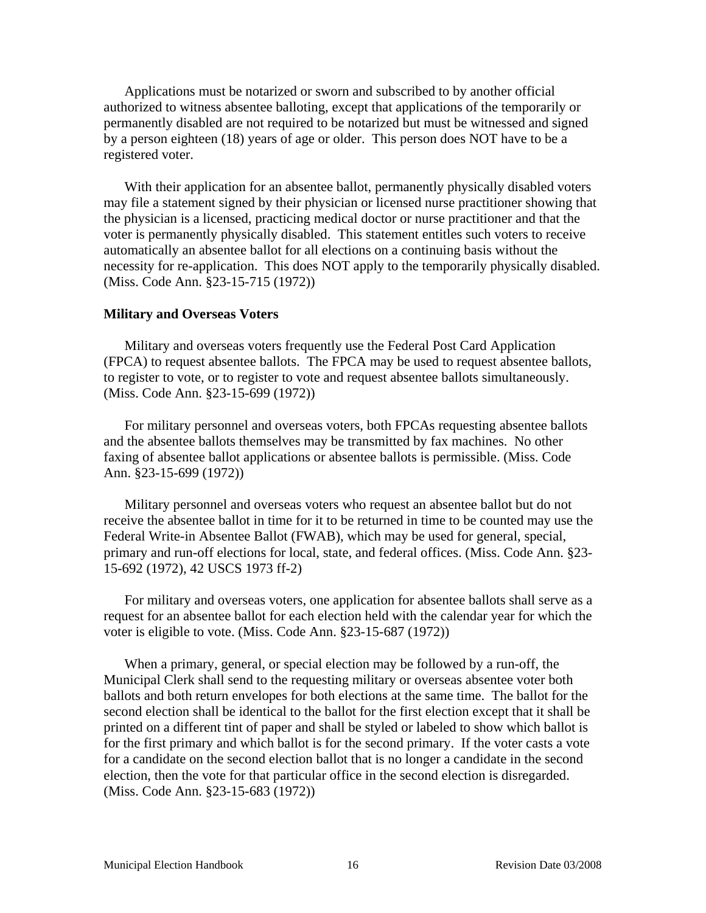Applications must be notarized or sworn and subscribed to by another official authorized to witness absentee balloting, except that applications of the temporarily or permanently disabled are not required to be notarized but must be witnessed and signed by a person eighteen (18) years of age or older. This person does NOT have to be a registered voter.

With their application for an absentee ballot, permanently physically disabled voters may file a statement signed by their physician or licensed nurse practitioner showing that the physician is a licensed, practicing medical doctor or nurse practitioner and that the voter is permanently physically disabled. This statement entitles such voters to receive automatically an absentee ballot for all elections on a continuing basis without the necessity for re-application. This does NOT apply to the temporarily physically disabled. (Miss. Code Ann. §23-15-715 (1972))

**Military and Overseas Voters**

Military and overseas voters frequently use the Federal Post Card Application (FPCA) to request absentee ballots. The FPCA may be used to request absentee ballots, to register to vote, or to register to vote and request absentee ballots simultaneously. (Miss. Code Ann. §23-15-699 (1972))

For military personnel and overseas voters, both FPCAs requesting absentee ballots and the absentee ballots themselves may be transmitted by fax machines. No other faxing of absentee ballot applications or absentee ballots is permissible. (Miss. Code Ann. §23-15-699 (1972))

Military personnel and overseas voters who request an absentee ballot but do not receive the absentee ballot in time for it to be returned in time to be counted may use the Federal Write-in Absentee Ballot (FWAB), which may be used for general, special, primary and run-off elections for local, state, and federal offices. (Miss. Code Ann. §23-15-692 (1972), 42 USCS 1973 ff-2)

For military and overseas voters, one application for absentee ballots shall serve as a request for an absentee ballot for each election held with the calendar year for which the voter is eligible to vote. (Miss. Code Ann. §23-15-687 (1972))

When a primary, general, or special election may be followed by a run-off, the Municipal Clerk shall send to the requesting military or overseas absentee voter both ballots and both return envelopes for both elections at the same time. The ballot for the second election shall be identical to the ballot for the first election except that it shall be printed on a different tint of paper and shall be styled or labeled to show which ballot is for the first primary and which ballot is for the second primary. If the voter casts a vote for a candidate on the second election ballot that is no longer a candidate in the second election, then the vote for that particular office in the second election is disregarded. (Miss. Code Ann. §23-15-683 (1972))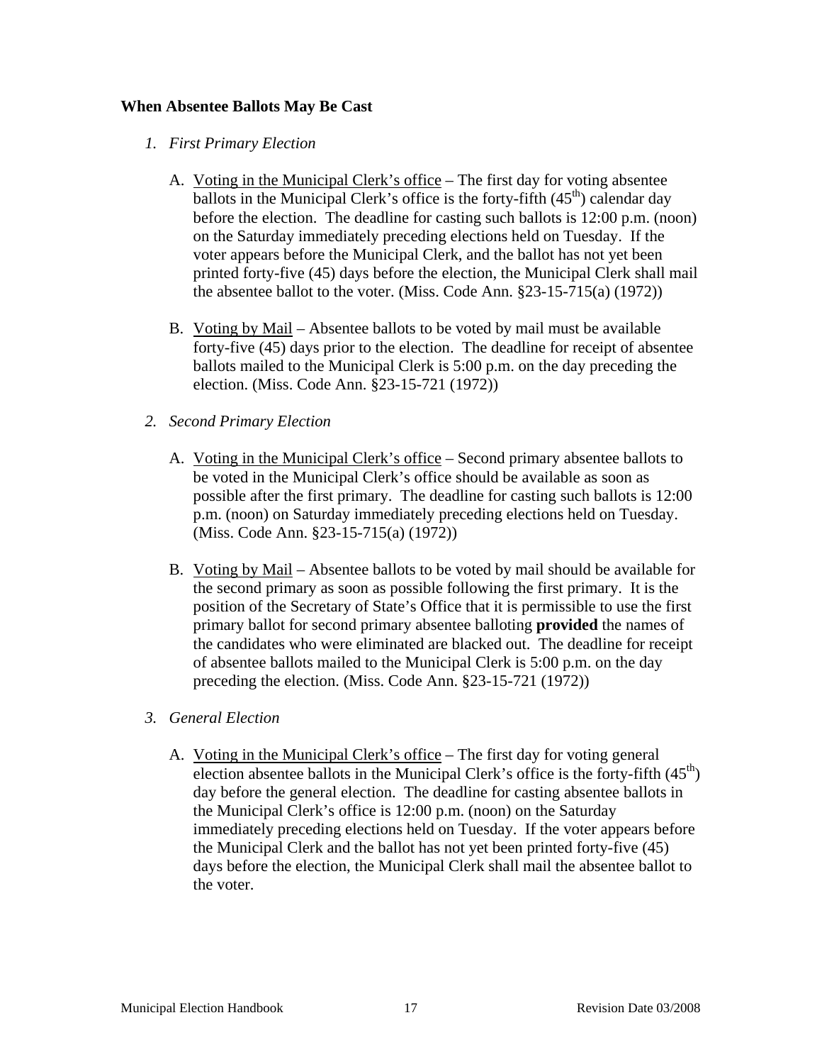**When Absentee Ballots May Be Cast**

*1. First Primary Election*

A. <u>Voting in the Municipal Clerk's office</u> – The first day for voting absentee ballots in the Municipal Clerk's office is the forty-fifth (45th) calendar day before the election. The deadline for casting such ballots is 12:00 p.m. (noon) on the Saturday immediately preceding elections held on Tuesday. If the voter appears before the Municipal Clerk, and the ballot has not yet been printed forty-five (45) days before the election, the Municipal Clerk shall mail the absentee ballot to the voter. (Miss. Code Ann. §23-15-715(a) (1972))

B. <u>Voting by Mail</u> – Absentee ballots to be voted by mail must be available forty-five (45) days prior to the election. The deadline for receipt of absentee ballots mailed to the Municipal Clerk is 5:00 p.m. on the day preceding the election. (Miss. Code Ann. §23-15-721 (1972))

*2. Second Primary Election*

A. <u>Voting in the Municipal Clerk's office</u> – Second primary absentee ballots to be voted in the Municipal Clerk's office should be available as soon as possible after the first primary. The deadline for casting such ballots is 12:00 p.m. (noon) on Saturday immediately preceding elections held on Tuesday. (Miss. Code Ann. §23-15-715(a) (1972))

B. <u>Voting by Mail</u> – Absentee ballots to be voted by mail should be available for the second primary as soon as possible following the first primary. It is the position of the Secretary of State's Office that it is permissible to use the first primary ballot for second primary absentee balloting **provided** the names of the candidates who were eliminated are blacked out. The deadline for receipt of absentee ballots mailed to the Municipal Clerk is 5:00 p.m. on the day preceding the election. (Miss. Code Ann. §23-15-721 (1972))

*3. General Election*

A. <u>Voting in the Municipal Clerk's office</u> – The first day for voting general election absentee ballots in the Municipal Clerk's office is the forty-fifth (45th) day before the general election. The deadline for casting absentee ballots in the Municipal Clerk's office is 12:00 p.m. (noon) on the Saturday immediately preceding elections held on Tuesday. If the voter appears before the Municipal Clerk and the ballot has not yet been printed forty-five (45) days before the election, the Municipal Clerk shall mail the absentee ballot to the voter.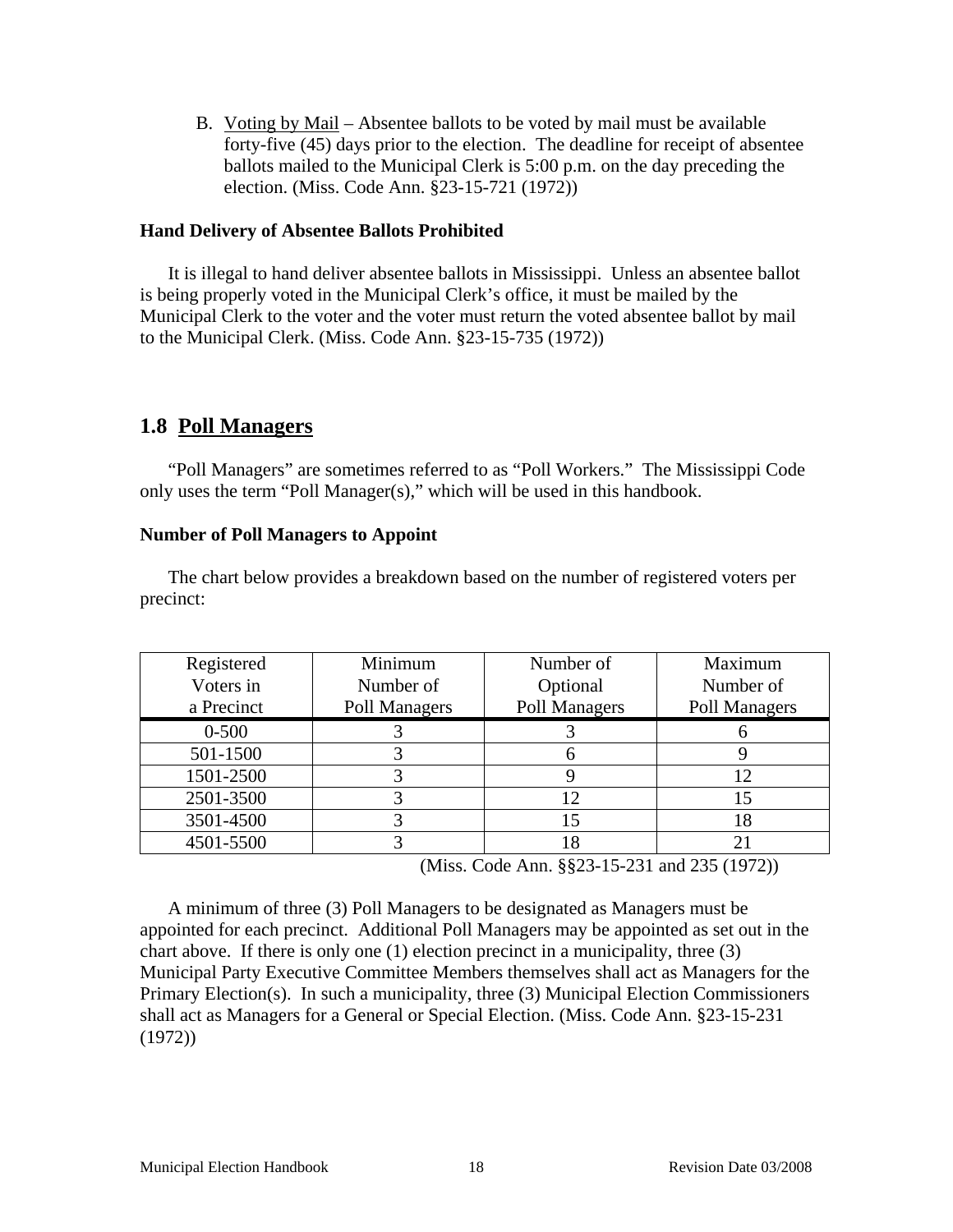B. Voting by Mail – Absentee ballots to be voted by mail must be available forty-five (45) days prior to the election. The deadline for receipt of absentee ballots mailed to the Municipal Clerk is 5:00 p.m. on the day preceding the election. (Miss. Code Ann. §23-15-721 (1972))

**Hand Delivery of Absentee Ballots Prohibited**

It is illegal to hand deliver absentee ballots in Mississippi. Unless an absentee ballot is being properly voted in the Municipal Clerk's office, it must be mailed by the Municipal Clerk to the voter and the voter must return the voted absentee ballot by mail to the Municipal Clerk. (Miss. Code Ann. §23-15-735 (1972))

## 1.8 Poll Managers

"Poll Managers" are sometimes referred to as "Poll Workers." The Mississippi Code only uses the term "Poll Manager(s)," which will be used in this handbook.

**Number of Poll Managers to Appoint**

The chart below provides a breakdown based on the number of registered voters per precinct:

| Registered Voters in a Precinct | Minimum Number of Poll Managers | Number of Optional Poll Managers | Maximum Number of Poll Managers |
|---|---|---|---|
| 0-500 | 3 | 3 | 6 |
| 501-1500 | 3 | 6 | 9 |
| 1501-2500 | 3 | 9 | 12 |
| 2501-3500 | 3 | 12 | 15 |
| 3501-4500 | 3 | 15 | 18 |
| 4501-5500 | 3 | 18 | 21 |

(Miss. Code Ann. §§23-15-231 and 235 (1972))

A minimum of three (3) Poll Managers to be designated as Managers must be appointed for each precinct. Additional Poll Managers may be appointed as set out in the chart above. If there is only one (1) election precinct in a municipality, three (3) Municipal Party Executive Committee Members themselves shall act as Managers for the Primary Election(s). In such a municipality, three (3) Municipal Election Commissioners shall act as Managers for a General or Special Election. (Miss. Code Ann. §23-15-231 (1972))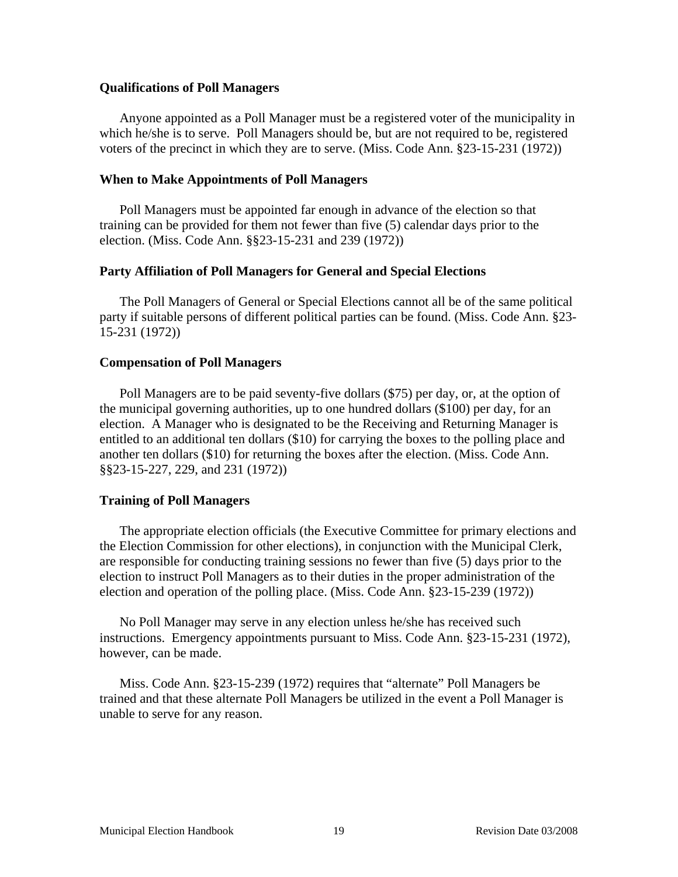**Qualifications of Poll Managers**

Anyone appointed as a Poll Manager must be a registered voter of the municipality in which he/she is to serve. Poll Managers should be, but are not required to be, registered voters of the precinct in which they are to serve. (Miss. Code Ann. §23-15-231 (1972))

**When to Make Appointments of Poll Managers**

Poll Managers must be appointed far enough in advance of the election so that training can be provided for them not fewer than five (5) calendar days prior to the election. (Miss. Code Ann. §§23-15-231 and 239 (1972))

**Party Affiliation of Poll Managers for General and Special Elections**

The Poll Managers of General or Special Elections cannot all be of the same political party if suitable persons of different political parties can be found. (Miss. Code Ann. §23-15-231 (1972))

**Compensation of Poll Managers**

Poll Managers are to be paid seventy-five dollars ($75) per day, or, at the option of the municipal governing authorities, up to one hundred dollars ($100) per day, for an election. A Manager who is designated to be the Receiving and Returning Manager is entitled to an additional ten dollars ($10) for carrying the boxes to the polling place and another ten dollars ($10) for returning the boxes after the election. (Miss. Code Ann. §§23-15-227, 229, and 231 (1972))

**Training of Poll Managers**

The appropriate election officials (the Executive Committee for primary elections and the Election Commission for other elections), in conjunction with the Municipal Clerk, are responsible for conducting training sessions no fewer than five (5) days prior to the election to instruct Poll Managers as to their duties in the proper administration of the election and operation of the polling place. (Miss. Code Ann. §23-15-239 (1972))

No Poll Manager may serve in any election unless he/she has received such instructions. Emergency appointments pursuant to Miss. Code Ann. §23-15-231 (1972), however, can be made.

Miss. Code Ann. §23-15-239 (1972) requires that "alternate" Poll Managers be trained and that these alternate Poll Managers be utilized in the event a Poll Manager is unable to serve for any reason.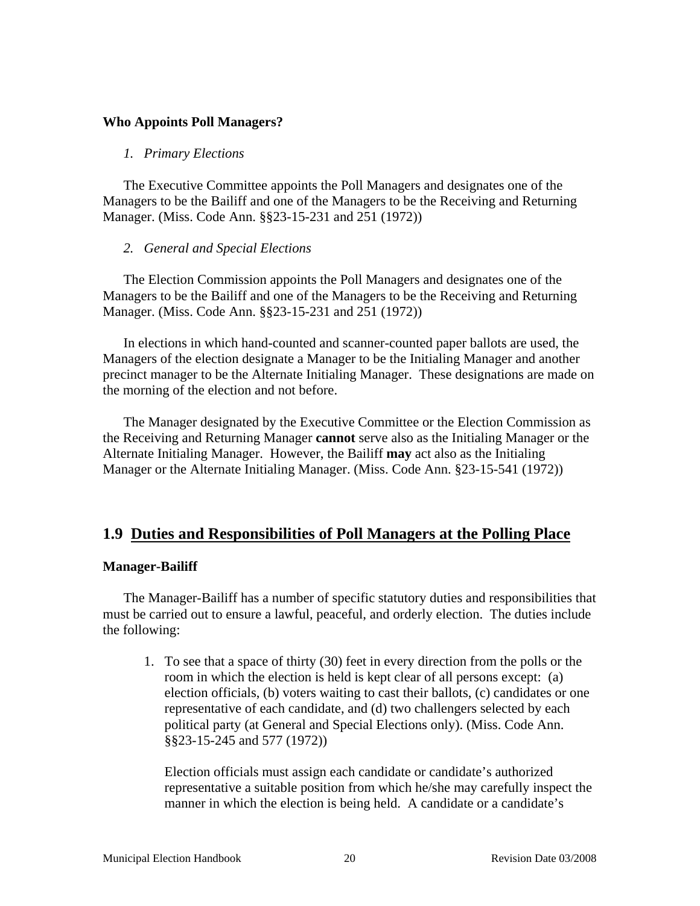**Who Appoints Poll Managers?**

*1. Primary Elections*

The Executive Committee appoints the Poll Managers and designates one of the Managers to be the Bailiff and one of the Managers to be the Receiving and Returning Manager. (Miss. Code Ann. §§23-15-231 and 251 (1972))

*2. General and Special Elections*

The Election Commission appoints the Poll Managers and designates one of the Managers to be the Bailiff and one of the Managers to be the Receiving and Returning Manager. (Miss. Code Ann. §§23-15-231 and 251 (1972))

In elections in which hand-counted and scanner-counted paper ballots are used, the Managers of the election designate a Manager to be the Initialing Manager and another precinct manager to be the Alternate Initialing Manager. These designations are made on the morning of the election and not before.

The Manager designated by the Executive Committee or the Election Commission as the Receiving and Returning Manager **cannot** serve also as the Initialing Manager or the Alternate Initialing Manager. However, the Bailiff **may** act also as the Initialing Manager or the Alternate Initialing Manager. (Miss. Code Ann. §23-15-541 (1972))

## 1.9 Duties and Responsibilities of Poll Managers at the Polling Place

**Manager-Bailiff**

The Manager-Bailiff has a number of specific statutory duties and responsibilities that must be carried out to ensure a lawful, peaceful, and orderly election. The duties include the following:

1. To see that a space of thirty (30) feet in every direction from the polls or the room in which the election is held is kept clear of all persons except: (a) election officials, (b) voters waiting to cast their ballots, (c) candidates or one representative of each candidate, and (d) two challengers selected by each political party (at General and Special Elections only). (Miss. Code Ann. §§23-15-245 and 577 (1972))

   Election officials must assign each candidate or candidate's authorized representative a suitable position from which he/she may carefully inspect the manner in which the election is being held. A candidate or a candidate's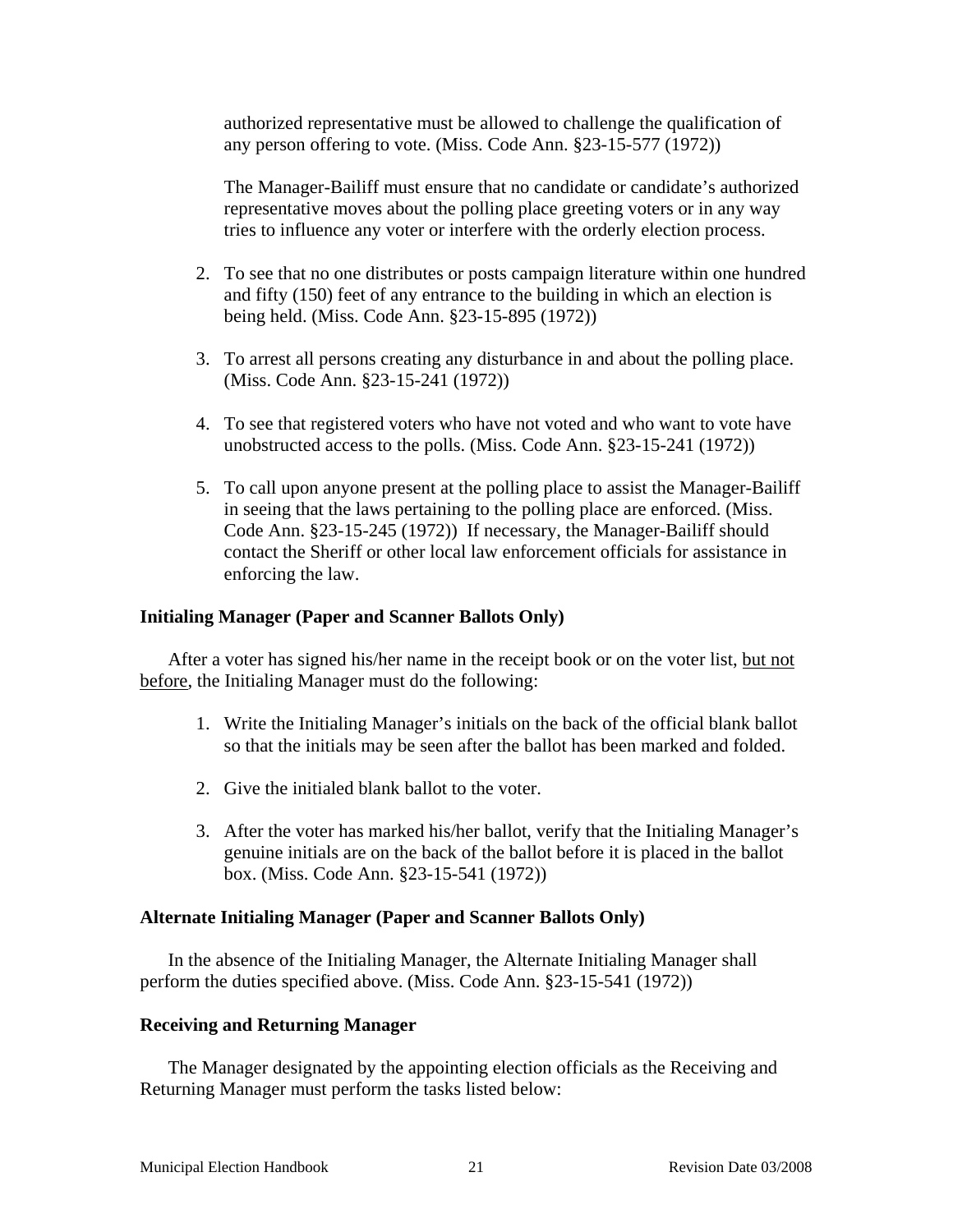authorized representative must be allowed to challenge the qualification of any person offering to vote. (Miss. Code Ann. §23-15-577 (1972))

The Manager-Bailiff must ensure that no candidate or candidate's authorized representative moves about the polling place greeting voters or in any way tries to influence any voter or interfere with the orderly election process.

2. To see that no one distributes or posts campaign literature within one hundred and fifty (150) feet of any entrance to the building in which an election is being held. (Miss. Code Ann. §23-15-895 (1972))

3. To arrest all persons creating any disturbance in and about the polling place. (Miss. Code Ann. §23-15-241 (1972))

4. To see that registered voters who have not voted and who want to vote have unobstructed access to the polls. (Miss. Code Ann. §23-15-241 (1972))

5. To call upon anyone present at the polling place to assist the Manager-Bailiff in seeing that the laws pertaining to the polling place are enforced. (Miss. Code Ann. §23-15-245 (1972)) If necessary, the Manager-Bailiff should contact the Sheriff or other local law enforcement officials for assistance in enforcing the law.

### Initialing Manager (Paper and Scanner Ballots Only)

After a voter has signed his/her name in the receipt book or on the voter list, <u>but not before</u>, the Initialing Manager must do the following:

1. Write the Initialing Manager's initials on the back of the official blank ballot so that the initials may be seen after the ballot has been marked and folded.

2. Give the initialed blank ballot to the voter.

3. After the voter has marked his/her ballot, verify that the Initialing Manager's genuine initials are on the back of the ballot before it is placed in the ballot box. (Miss. Code Ann. §23-15-541 (1972))

### Alternate Initialing Manager (Paper and Scanner Ballots Only)

In the absence of the Initialing Manager, the Alternate Initialing Manager shall perform the duties specified above. (Miss. Code Ann. §23-15-541 (1972))

### Receiving and Returning Manager

The Manager designated by the appointing election officials as the Receiving and Returning Manager must perform the tasks listed below: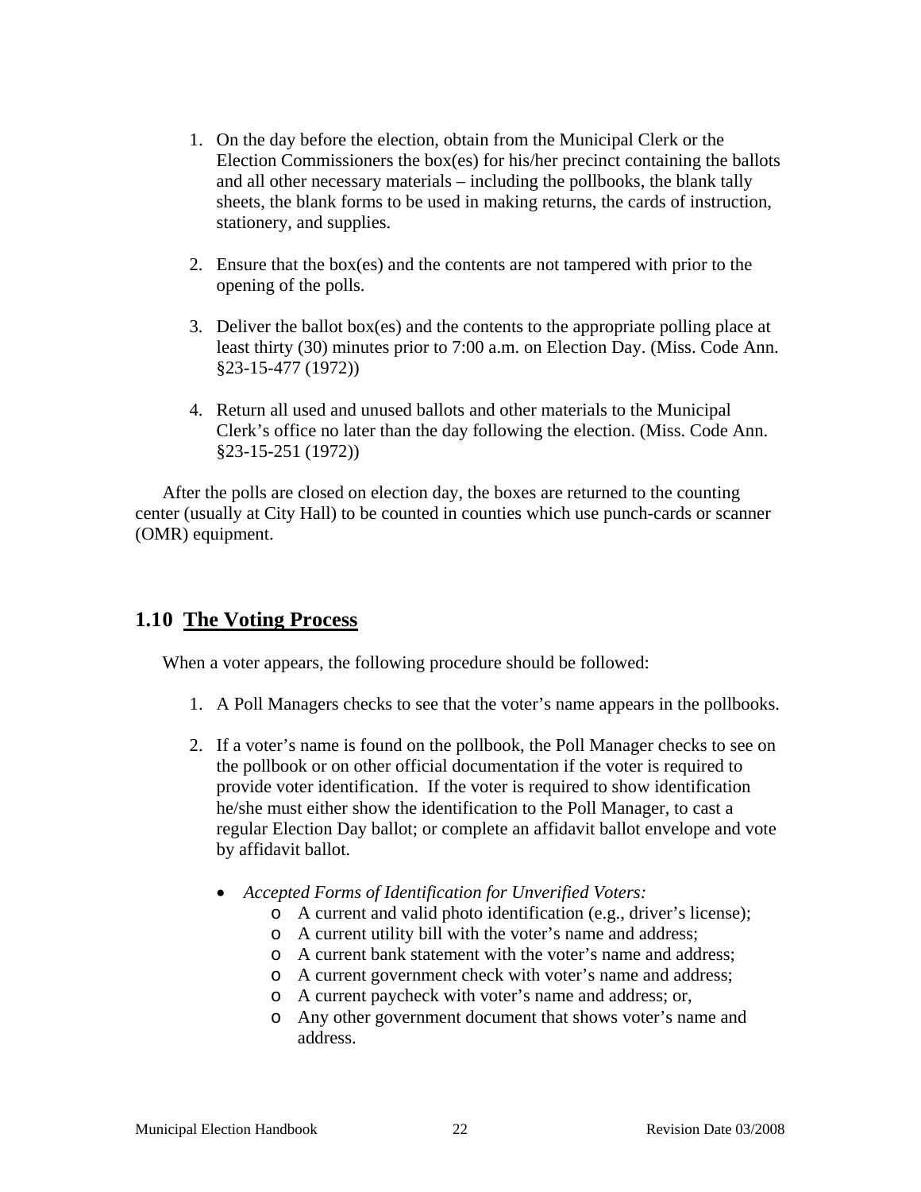1. On the day before the election, obtain from the Municipal Clerk or the Election Commissioners the box(es) for his/her precinct containing the ballots and all other necessary materials – including the pollbooks, the blank tally sheets, the blank forms to be used in making returns, the cards of instruction, stationery, and supplies.

2. Ensure that the box(es) and the contents are not tampered with prior to the opening of the polls.

3. Deliver the ballot box(es) and the contents to the appropriate polling place at least thirty (30) minutes prior to 7:00 a.m. on Election Day. (Miss. Code Ann. §23-15-477 (1972))

4. Return all used and unused ballots and other materials to the Municipal Clerk's office no later than the day following the election. (Miss. Code Ann. §23-15-251 (1972))

After the polls are closed on election day, the boxes are returned to the counting center (usually at City Hall) to be counted in counties which use punch-cards or scanner (OMR) equipment.

## 1.10 The Voting Process

When a voter appears, the following procedure should be followed:

1. A Poll Managers checks to see that the voter's name appears in the pollbooks.

2. If a voter's name is found on the pollbook, the Poll Manager checks to see on the pollbook or on other official documentation if the voter is required to provide voter identification. If the voter is required to show identification he/she must either show the identification to the Poll Manager, to cast a regular Election Day ballot; or complete an affidavit ballot envelope and vote by affidavit ballot.

   - *Accepted Forms of Identification for Unverified Voters:*
     - A current and valid photo identification (e.g., driver's license);
     - A current utility bill with the voter's name and address;
     - A current bank statement with the voter's name and address;
     - A current government check with voter's name and address;
     - A current paycheck with voter's name and address; or,
     - Any other government document that shows voter's name and address.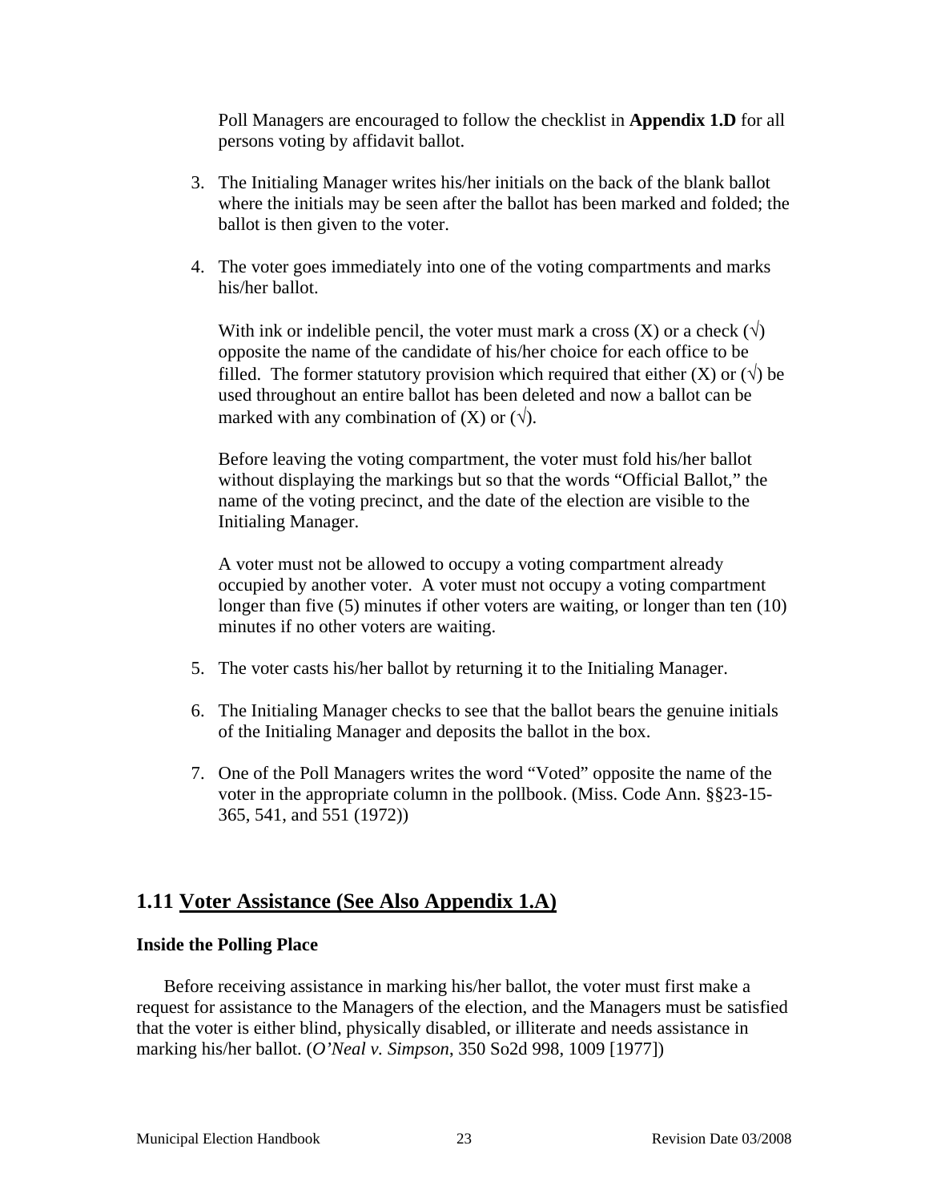Poll Managers are encouraged to follow the checklist in **Appendix 1.D** for all persons voting by affidavit ballot.

3. The Initialing Manager writes his/her initials on the back of the blank ballot where the initials may be seen after the ballot has been marked and folded; the ballot is then given to the voter.

4. The voter goes immediately into one of the voting compartments and marks his/her ballot.

   With ink or indelible pencil, the voter must mark a cross (X) or a check (√) opposite the name of the candidate of his/her choice for each office to be filled. The former statutory provision which required that either (X) or (√) be used throughout an entire ballot has been deleted and now a ballot can be marked with any combination of (X) or (√).

   Before leaving the voting compartment, the voter must fold his/her ballot without displaying the markings but so that the words "Official Ballot," the name of the voting precinct, and the date of the election are visible to the Initialing Manager.

   A voter must not be allowed to occupy a voting compartment already occupied by another voter. A voter must not occupy a voting compartment longer than five (5) minutes if other voters are waiting, or longer than ten (10) minutes if no other voters are waiting.

5. The voter casts his/her ballot by returning it to the Initialing Manager.

6. The Initialing Manager checks to see that the ballot bears the genuine initials of the Initialing Manager and deposits the ballot in the box.

7. One of the Poll Managers writes the word "Voted" opposite the name of the voter in the appropriate column in the pollbook. (Miss. Code Ann. §§23-15-365, 541, and 551 (1972))

## 1.11 Voter Assistance (See Also Appendix 1.A)

**Inside the Polling Place**

Before receiving assistance in marking his/her ballot, the voter must first make a request for assistance to the Managers of the election, and the Managers must be satisfied that the voter is either blind, physically disabled, or illiterate and needs assistance in marking his/her ballot. (*O'Neal v. Simpson*, 350 So2d 998, 1009 [1977])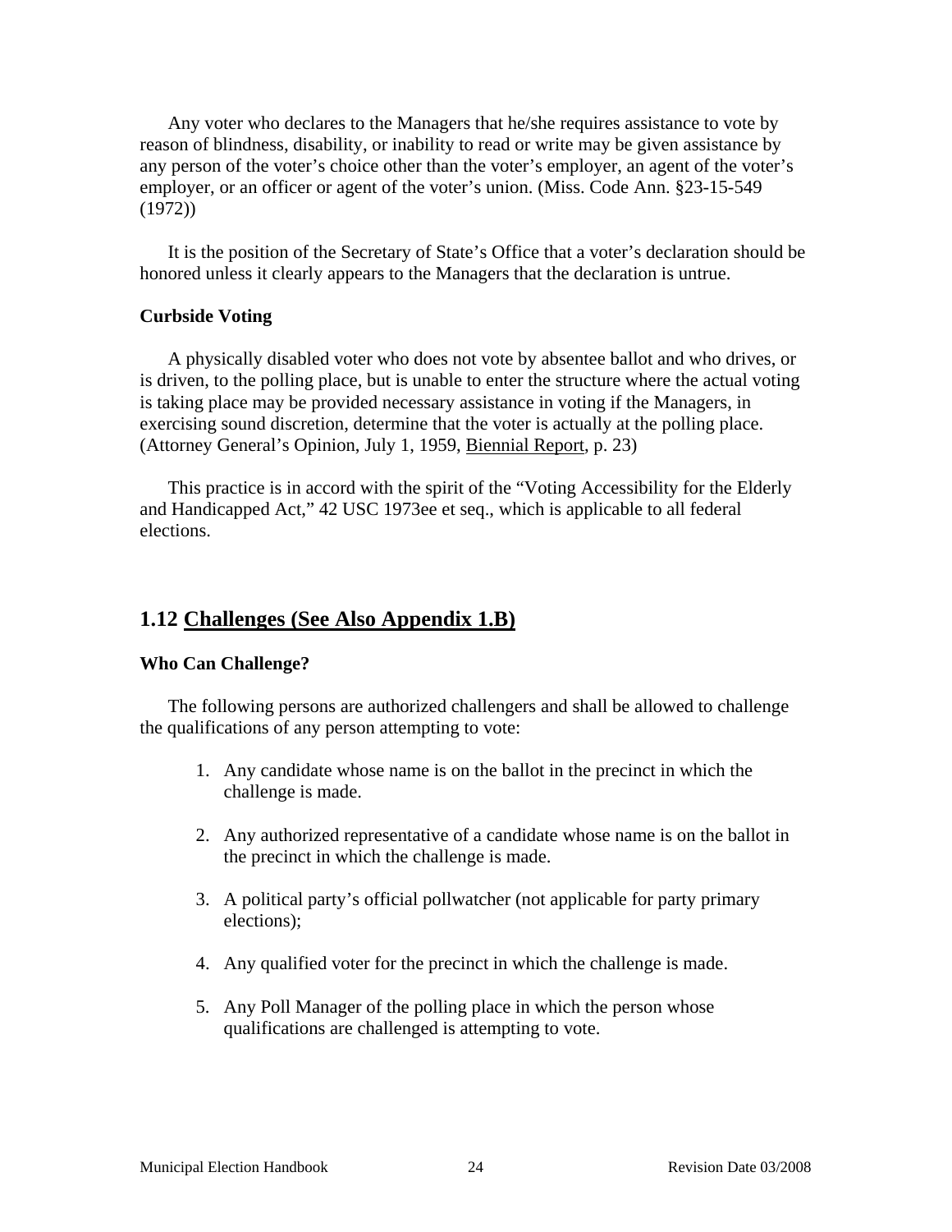Any voter who declares to the Managers that he/she requires assistance to vote by reason of blindness, disability, or inability to read or write may be given assistance by any person of the voter's choice other than the voter's employer, an agent of the voter's employer, or an officer or agent of the voter's union. (Miss. Code Ann. §23-15-549 (1972))

It is the position of the Secretary of State's Office that a voter's declaration should be honored unless it clearly appears to the Managers that the declaration is untrue.

**Curbside Voting**

A physically disabled voter who does not vote by absentee ballot and who drives, or is driven, to the polling place, but is unable to enter the structure where the actual voting is taking place may be provided necessary assistance in voting if the Managers, in exercising sound discretion, determine that the voter is actually at the polling place. (Attorney General's Opinion, July 1, 1959, Biennial Report, p. 23)

This practice is in accord with the spirit of the "Voting Accessibility for the Elderly and Handicapped Act," 42 USC 1973ee et seq., which is applicable to all federal elections.

## 1.12 Challenges (See Also Appendix 1.B)

**Who Can Challenge?**

The following persons are authorized challengers and shall be allowed to challenge the qualifications of any person attempting to vote:

1. Any candidate whose name is on the ballot in the precinct in which the challenge is made.

2. Any authorized representative of a candidate whose name is on the ballot in the precinct in which the challenge is made.

3. A political party's official pollwatcher (not applicable for party primary elections);

4. Any qualified voter for the precinct in which the challenge is made.

5. Any Poll Manager of the polling place in which the person whose qualifications are challenged is attempting to vote.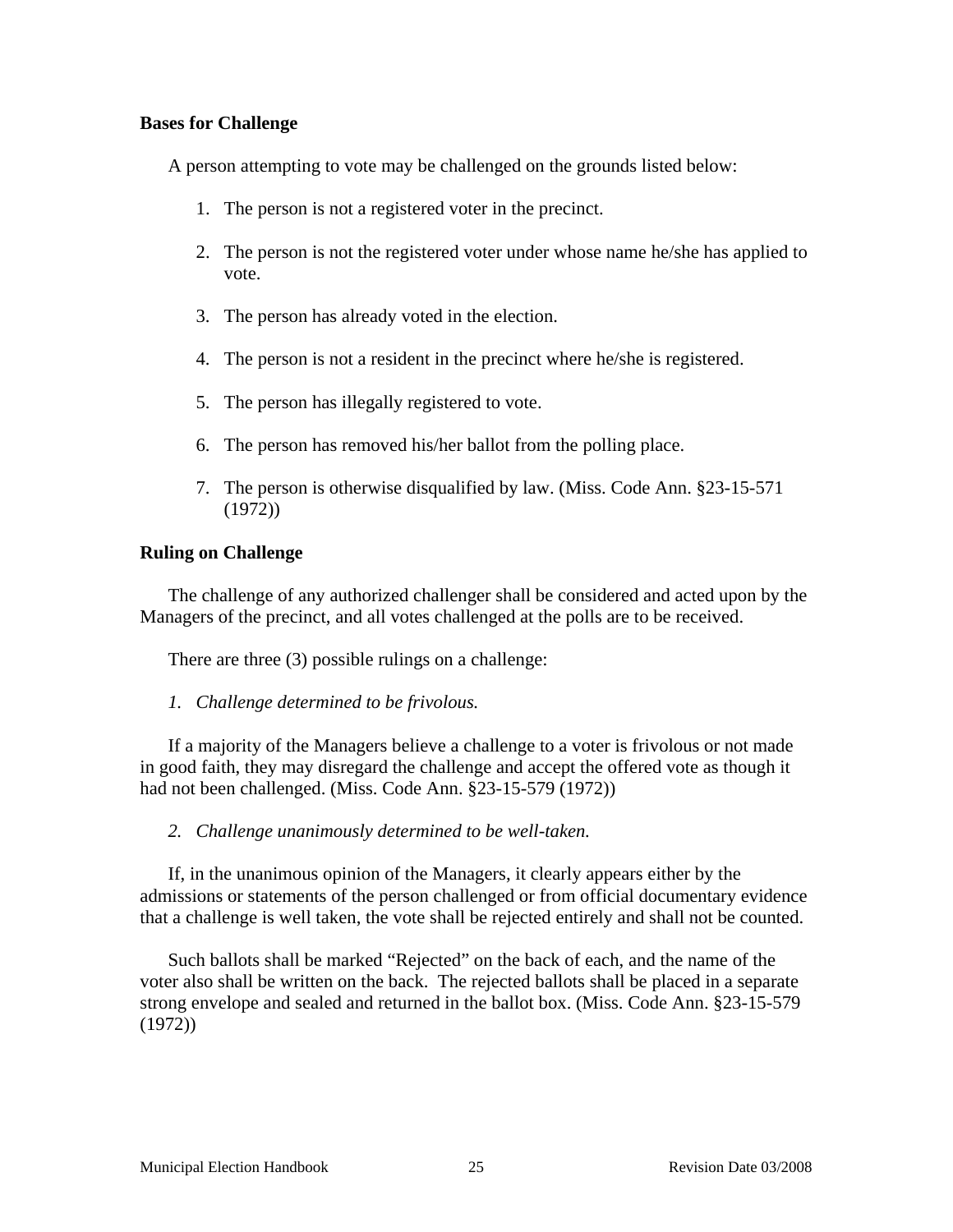**Bases for Challenge**

A person attempting to vote may be challenged on the grounds listed below:

1. The person is not a registered voter in the precinct.

2. The person is not the registered voter under whose name he/she has applied to vote.

3. The person has already voted in the election.

4. The person is not a resident in the precinct where he/she is registered.

5. The person has illegally registered to vote.

6. The person has removed his/her ballot from the polling place.

7. The person is otherwise disqualified by law. (Miss. Code Ann. §23-15-571 (1972))

**Ruling on Challenge**

The challenge of any authorized challenger shall be considered and acted upon by the Managers of the precinct, and all votes challenged at the polls are to be received.

There are three (3) possible rulings on a challenge:

*1. Challenge determined to be frivolous.*

If a majority of the Managers believe a challenge to a voter is frivolous or not made in good faith, they may disregard the challenge and accept the offered vote as though it had not been challenged. (Miss. Code Ann. §23-15-579 (1972))

*2. Challenge unanimously determined to be well-taken.*

If, in the unanimous opinion of the Managers, it clearly appears either by the admissions or statements of the person challenged or from official documentary evidence that a challenge is well taken, the vote shall be rejected entirely and shall not be counted.

Such ballots shall be marked "Rejected" on the back of each, and the name of the voter also shall be written on the back. The rejected ballots shall be placed in a separate strong envelope and sealed and returned in the ballot box. (Miss. Code Ann. §23-15-579 (1972))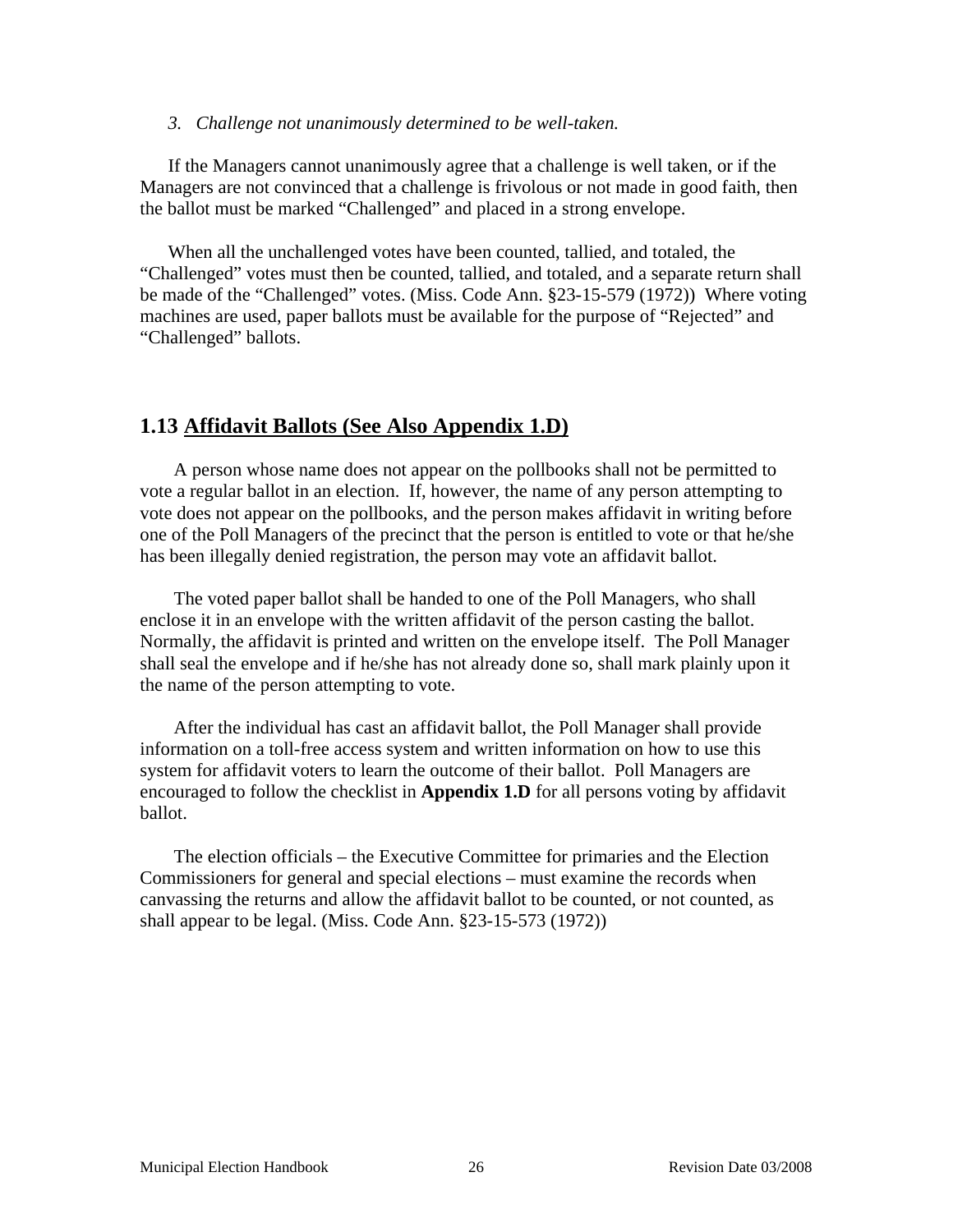*3. Challenge not unanimously determined to be well-taken.*

If the Managers cannot unanimously agree that a challenge is well taken, or if the Managers are not convinced that a challenge is frivolous or not made in good faith, then the ballot must be marked "Challenged" and placed in a strong envelope.

When all the unchallenged votes have been counted, tallied, and totaled, the "Challenged" votes must then be counted, tallied, and totaled, and a separate return shall be made of the "Challenged" votes. (Miss. Code Ann. §23-15-579 (1972)) Where voting machines are used, paper ballots must be available for the purpose of "Rejected" and "Challenged" ballots.

## 1.13 <u>Affidavit Ballots (See Also Appendix 1.D)</u>

A person whose name does not appear on the pollbooks shall not be permitted to vote a regular ballot in an election. If, however, the name of any person attempting to vote does not appear on the pollbooks, and the person makes affidavit in writing before one of the Poll Managers of the precinct that the person is entitled to vote or that he/she has been illegally denied registration, the person may vote an affidavit ballot.

The voted paper ballot shall be handed to one of the Poll Managers, who shall enclose it in an envelope with the written affidavit of the person casting the ballot. Normally, the affidavit is printed and written on the envelope itself. The Poll Manager shall seal the envelope and if he/she has not already done so, shall mark plainly upon it the name of the person attempting to vote.

After the individual has cast an affidavit ballot, the Poll Manager shall provide information on a toll-free access system and written information on how to use this system for affidavit voters to learn the outcome of their ballot. Poll Managers are encouraged to follow the checklist in **Appendix 1.D** for all persons voting by affidavit ballot.

The election officials – the Executive Committee for primaries and the Election Commissioners for general and special elections – must examine the records when canvassing the returns and allow the affidavit ballot to be counted, or not counted, as shall appear to be legal. (Miss. Code Ann. §23-15-573 (1972))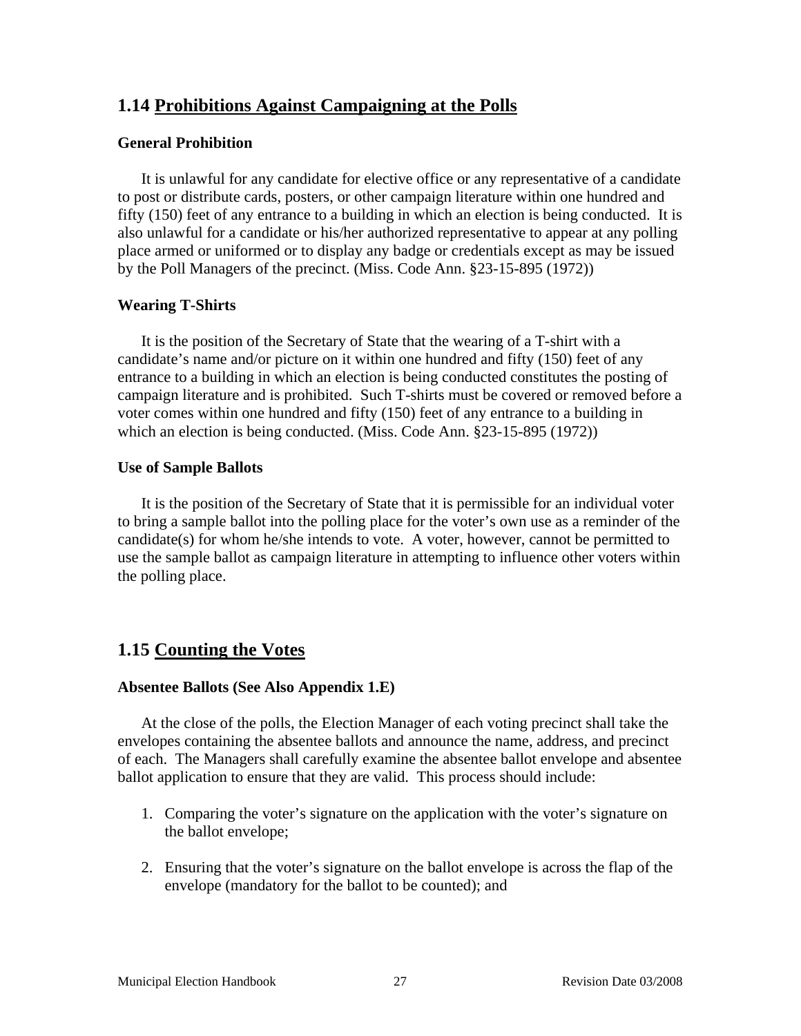## 1.14 Prohibitions Against Campaigning at the Polls

### General Prohibition

It is unlawful for any candidate for elective office or any representative of a candidate to post or distribute cards, posters, or other campaign literature within one hundred and fifty (150) feet of any entrance to a building in which an election is being conducted. It is also unlawful for a candidate or his/her authorized representative to appear at any polling place armed or uniformed or to display any badge or credentials except as may be issued by the Poll Managers of the precinct. (Miss. Code Ann. §23-15-895 (1972))

### Wearing T-Shirts

It is the position of the Secretary of State that the wearing of a T-shirt with a candidate's name and/or picture on it within one hundred and fifty (150) feet of any entrance to a building in which an election is being conducted constitutes the posting of campaign literature and is prohibited. Such T-shirts must be covered or removed before a voter comes within one hundred and fifty (150) feet of any entrance to a building in which an election is being conducted. (Miss. Code Ann. §23-15-895 (1972))

### Use of Sample Ballots

It is the position of the Secretary of State that it is permissible for an individual voter to bring a sample ballot into the polling place for the voter's own use as a reminder of the candidate(s) for whom he/she intends to vote. A voter, however, cannot be permitted to use the sample ballot as campaign literature in attempting to influence other voters within the polling place.

## 1.15 Counting the Votes

### Absentee Ballots (See Also Appendix 1.E)

At the close of the polls, the Election Manager of each voting precinct shall take the envelopes containing the absentee ballots and announce the name, address, and precinct of each. The Managers shall carefully examine the absentee ballot envelope and absentee ballot application to ensure that they are valid. This process should include:

1. Comparing the voter's signature on the application with the voter's signature on the ballot envelope;
2. Ensuring that the voter's signature on the ballot envelope is across the flap of the envelope (mandatory for the ballot to be counted); and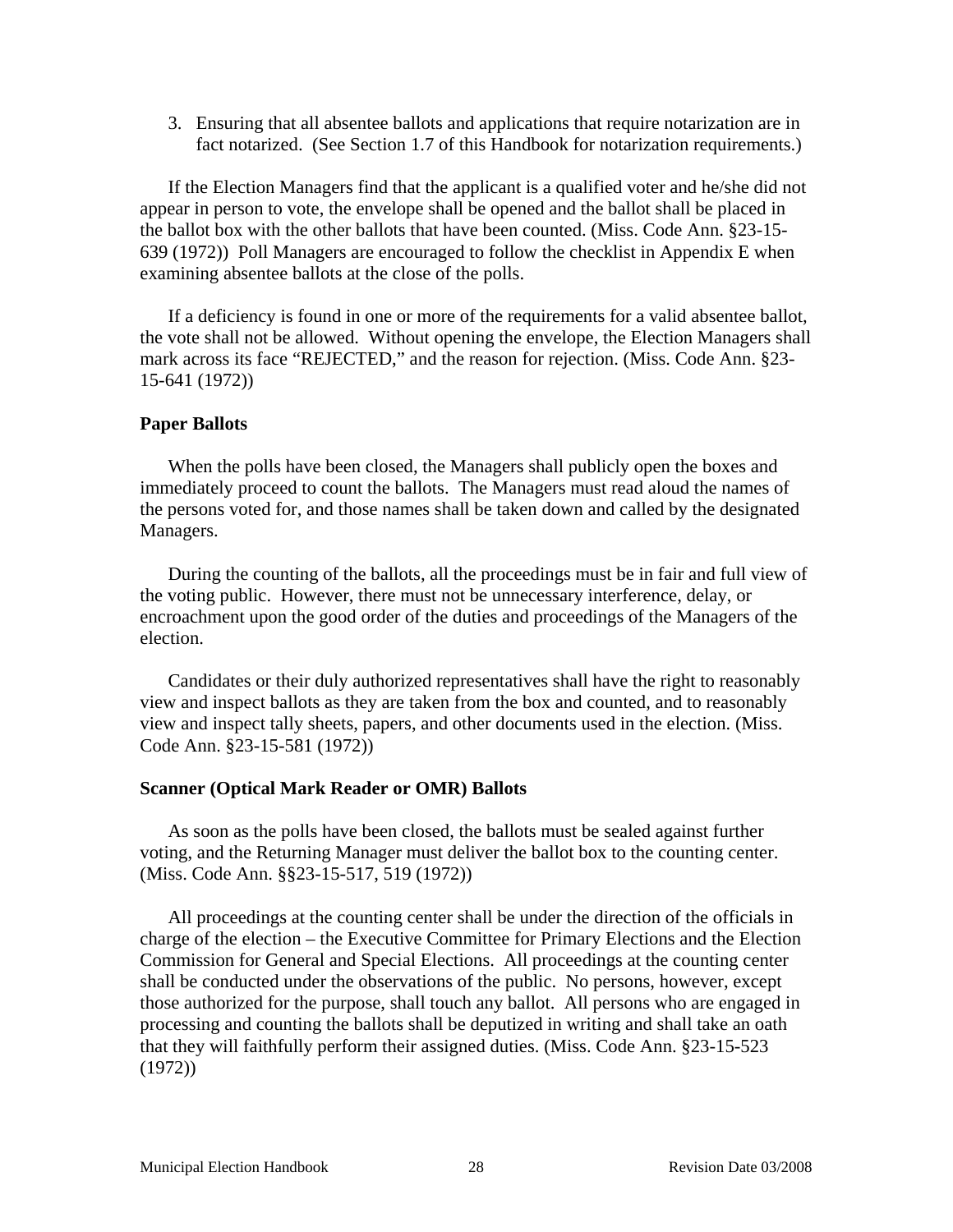3. Ensuring that all absentee ballots and applications that require notarization are in fact notarized. (See Section 1.7 of this Handbook for notarization requirements.)

If the Election Managers find that the applicant is a qualified voter and he/she did not appear in person to vote, the envelope shall be opened and the ballot shall be placed in the ballot box with the other ballots that have been counted. (Miss. Code Ann. §23-15-639 (1972)) Poll Managers are encouraged to follow the checklist in Appendix E when examining absentee ballots at the close of the polls.

If a deficiency is found in one or more of the requirements for a valid absentee ballot, the vote shall not be allowed. Without opening the envelope, the Election Managers shall mark across its face "REJECTED," and the reason for rejection. (Miss. Code Ann. §23-15-641 (1972))

**Paper Ballots**

When the polls have been closed, the Managers shall publicly open the boxes and immediately proceed to count the ballots. The Managers must read aloud the names of the persons voted for, and those names shall be taken down and called by the designated Managers.

During the counting of the ballots, all the proceedings must be in fair and full view of the voting public. However, there must not be unnecessary interference, delay, or encroachment upon the good order of the duties and proceedings of the Managers of the election.

Candidates or their duly authorized representatives shall have the right to reasonably view and inspect ballots as they are taken from the box and counted, and to reasonably view and inspect tally sheets, papers, and other documents used in the election. (Miss. Code Ann. §23-15-581 (1972))

**Scanner (Optical Mark Reader or OMR) Ballots**

As soon as the polls have been closed, the ballots must be sealed against further voting, and the Returning Manager must deliver the ballot box to the counting center. (Miss. Code Ann. §§23-15-517, 519 (1972))

All proceedings at the counting center shall be under the direction of the officials in charge of the election – the Executive Committee for Primary Elections and the Election Commission for General and Special Elections. All proceedings at the counting center shall be conducted under the observations of the public. No persons, however, except those authorized for the purpose, shall touch any ballot. All persons who are engaged in processing and counting the ballots shall be deputized in writing and shall take an oath that they will faithfully perform their assigned duties. (Miss. Code Ann. §23-15-523 (1972))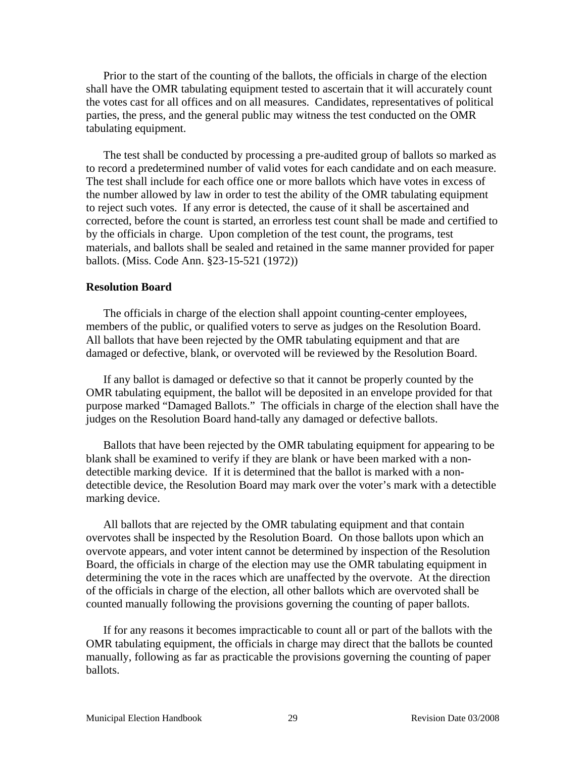Prior to the start of the counting of the ballots, the officials in charge of the election shall have the OMR tabulating equipment tested to ascertain that it will accurately count the votes cast for all offices and on all measures. Candidates, representatives of political parties, the press, and the general public may witness the test conducted on the OMR tabulating equipment.

The test shall be conducted by processing a pre-audited group of ballots so marked as to record a predetermined number of valid votes for each candidate and on each measure. The test shall include for each office one or more ballots which have votes in excess of the number allowed by law in order to test the ability of the OMR tabulating equipment to reject such votes. If any error is detected, the cause of it shall be ascertained and corrected, before the count is started, an errorless test count shall be made and certified to by the officials in charge. Upon completion of the test count, the programs, test materials, and ballots shall be sealed and retained in the same manner provided for paper ballots. (Miss. Code Ann. §23-15-521 (1972))

**Resolution Board**

The officials in charge of the election shall appoint counting-center employees, members of the public, or qualified voters to serve as judges on the Resolution Board. All ballots that have been rejected by the OMR tabulating equipment and that are damaged or defective, blank, or overvoted will be reviewed by the Resolution Board.

If any ballot is damaged or defective so that it cannot be properly counted by the OMR tabulating equipment, the ballot will be deposited in an envelope provided for that purpose marked "Damaged Ballots." The officials in charge of the election shall have the judges on the Resolution Board hand-tally any damaged or defective ballots.

Ballots that have been rejected by the OMR tabulating equipment for appearing to be blank shall be examined to verify if they are blank or have been marked with a non-detectible marking device. If it is determined that the ballot is marked with a non-detectible device, the Resolution Board may mark over the voter's mark with a detectible marking device.

All ballots that are rejected by the OMR tabulating equipment and that contain overvotes shall be inspected by the Resolution Board. On those ballots upon which an overvote appears, and voter intent cannot be determined by inspection of the Resolution Board, the officials in charge of the election may use the OMR tabulating equipment in determining the vote in the races which are unaffected by the overvote. At the direction of the officials in charge of the election, all other ballots which are overvoted shall be counted manually following the provisions governing the counting of paper ballots.

If for any reasons it becomes impracticable to count all or part of the ballots with the OMR tabulating equipment, the officials in charge may direct that the ballots be counted manually, following as far as practicable the provisions governing the counting of paper ballots.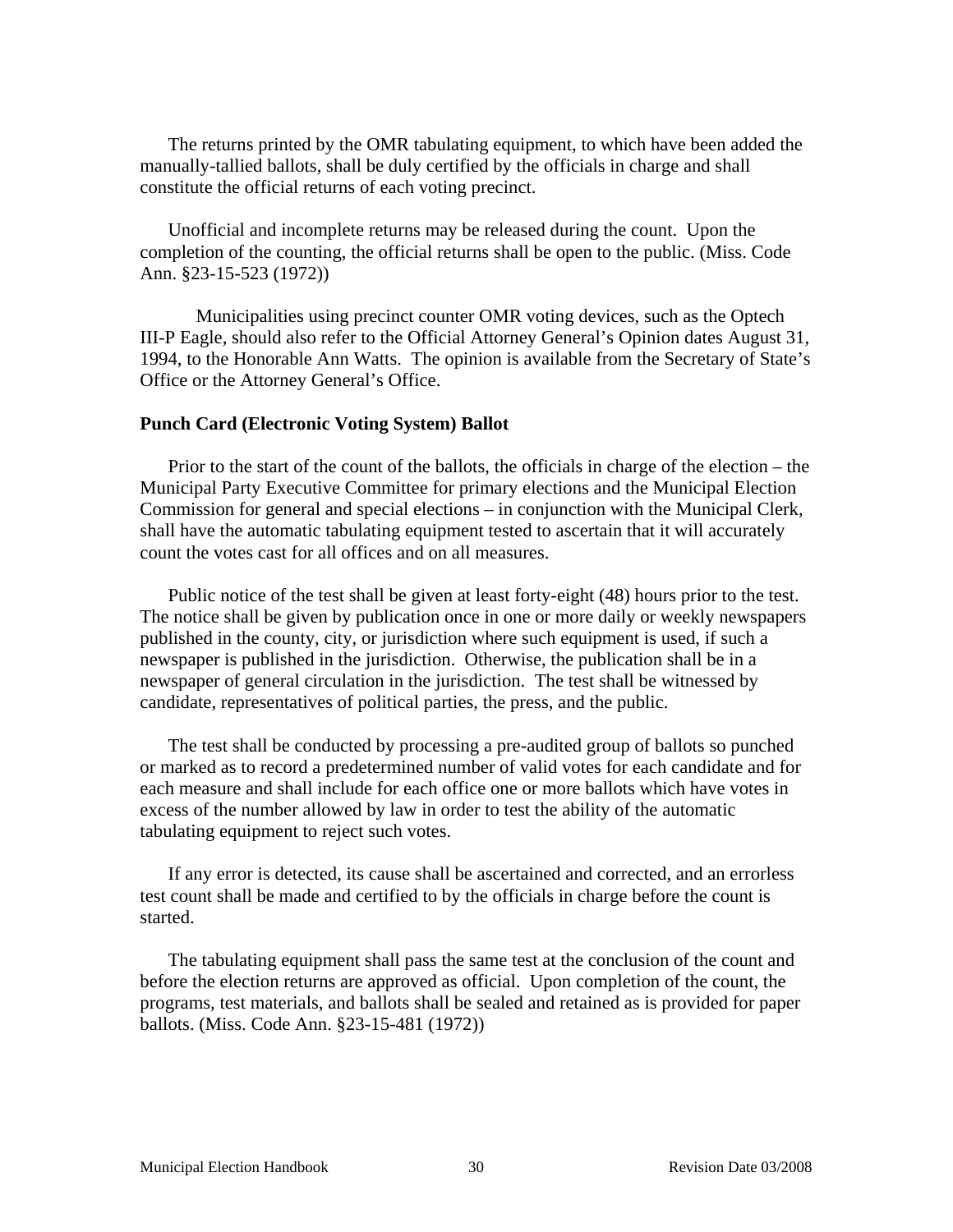The returns printed by the OMR tabulating equipment, to which have been added the manually-tallied ballots, shall be duly certified by the officials in charge and shall constitute the official returns of each voting precinct.

Unofficial and incomplete returns may be released during the count. Upon the completion of the counting, the official returns shall be open to the public. (Miss. Code Ann. §23-15-523 (1972))

Municipalities using precinct counter OMR voting devices, such as the Optech III-P Eagle, should also refer to the Official Attorney General's Opinion dates August 31, 1994, to the Honorable Ann Watts. The opinion is available from the Secretary of State's Office or the Attorney General's Office.

**Punch Card (Electronic Voting System) Ballot**

Prior to the start of the count of the ballots, the officials in charge of the election – the Municipal Party Executive Committee for primary elections and the Municipal Election Commission for general and special elections – in conjunction with the Municipal Clerk, shall have the automatic tabulating equipment tested to ascertain that it will accurately count the votes cast for all offices and on all measures.

Public notice of the test shall be given at least forty-eight (48) hours prior to the test. The notice shall be given by publication once in one or more daily or weekly newspapers published in the county, city, or jurisdiction where such equipment is used, if such a newspaper is published in the jurisdiction. Otherwise, the publication shall be in a newspaper of general circulation in the jurisdiction. The test shall be witnessed by candidate, representatives of political parties, the press, and the public.

The test shall be conducted by processing a pre-audited group of ballots so punched or marked as to record a predetermined number of valid votes for each candidate and for each measure and shall include for each office one or more ballots which have votes in excess of the number allowed by law in order to test the ability of the automatic tabulating equipment to reject such votes.

If any error is detected, its cause shall be ascertained and corrected, and an errorless test count shall be made and certified to by the officials in charge before the count is started.

The tabulating equipment shall pass the same test at the conclusion of the count and before the election returns are approved as official. Upon completion of the count, the programs, test materials, and ballots shall be sealed and retained as is provided for paper ballots. (Miss. Code Ann. §23-15-481 (1972))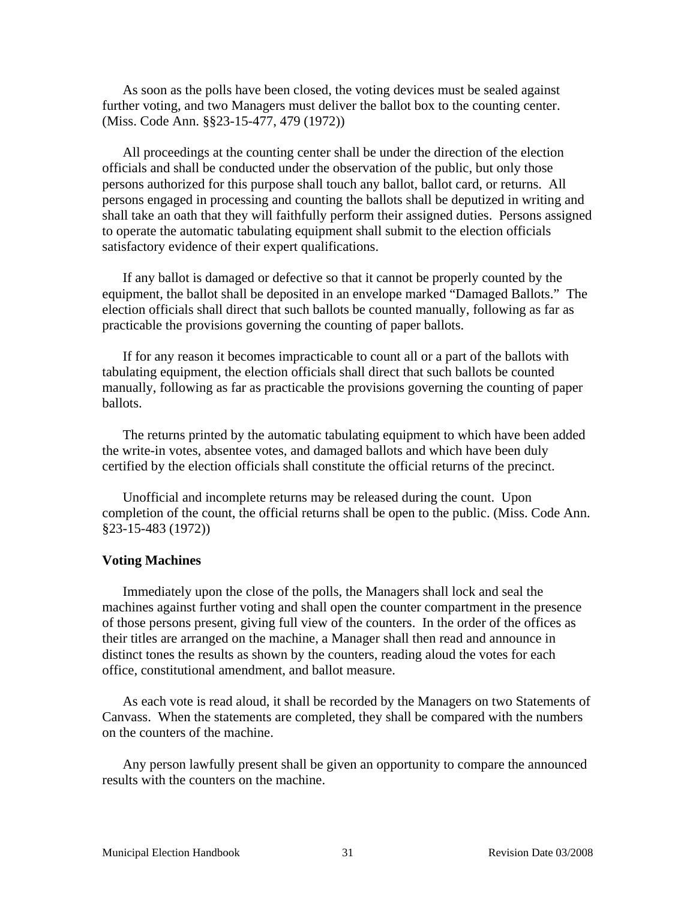As soon as the polls have been closed, the voting devices must be sealed against further voting, and two Managers must deliver the ballot box to the counting center. (Miss. Code Ann. §§23-15-477, 479 (1972))

All proceedings at the counting center shall be under the direction of the election officials and shall be conducted under the observation of the public, but only those persons authorized for this purpose shall touch any ballot, ballot card, or returns. All persons engaged in processing and counting the ballots shall be deputized in writing and shall take an oath that they will faithfully perform their assigned duties. Persons assigned to operate the automatic tabulating equipment shall submit to the election officials satisfactory evidence of their expert qualifications.

If any ballot is damaged or defective so that it cannot be properly counted by the equipment, the ballot shall be deposited in an envelope marked "Damaged Ballots." The election officials shall direct that such ballots be counted manually, following as far as practicable the provisions governing the counting of paper ballots.

If for any reason it becomes impracticable to count all or a part of the ballots with tabulating equipment, the election officials shall direct that such ballots be counted manually, following as far as practicable the provisions governing the counting of paper ballots.

The returns printed by the automatic tabulating equipment to which have been added the write-in votes, absentee votes, and damaged ballots and which have been duly certified by the election officials shall constitute the official returns of the precinct.

Unofficial and incomplete returns may be released during the count. Upon completion of the count, the official returns shall be open to the public. (Miss. Code Ann. §23-15-483 (1972))

**Voting Machines**

Immediately upon the close of the polls, the Managers shall lock and seal the machines against further voting and shall open the counter compartment in the presence of those persons present, giving full view of the counters. In the order of the offices as their titles are arranged on the machine, a Manager shall then read and announce in distinct tones the results as shown by the counters, reading aloud the votes for each office, constitutional amendment, and ballot measure.

As each vote is read aloud, it shall be recorded by the Managers on two Statements of Canvass. When the statements are completed, they shall be compared with the numbers on the counters of the machine.

Any person lawfully present shall be given an opportunity to compare the announced results with the counters on the machine.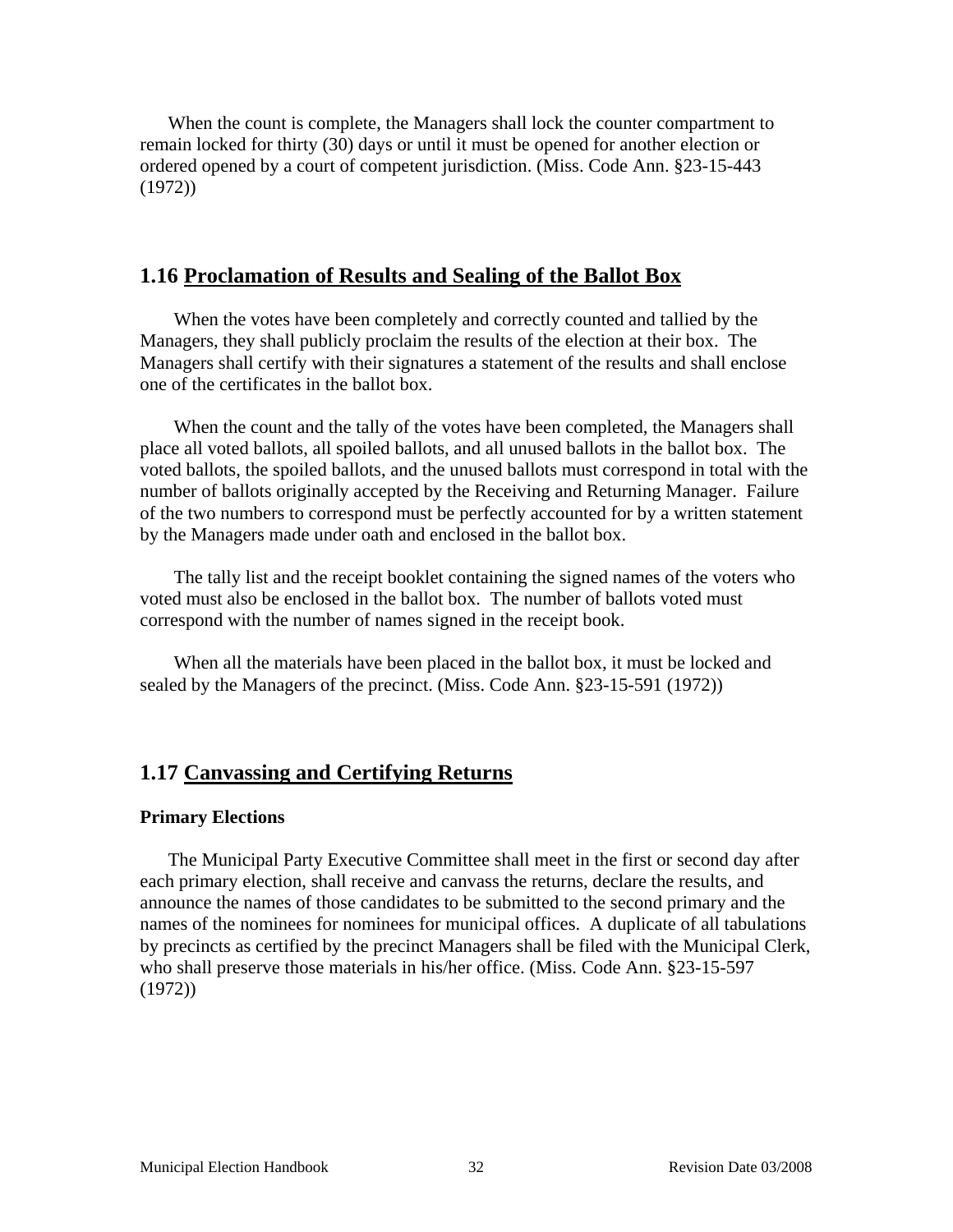When the count is complete, the Managers shall lock the counter compartment to remain locked for thirty (30) days or until it must be opened for another election or ordered opened by a court of competent jurisdiction. (Miss. Code Ann. §23-15-443 (1972))

## 1.16 Proclamation of Results and Sealing of the Ballot Box

When the votes have been completely and correctly counted and tallied by the Managers, they shall publicly proclaim the results of the election at their box. The Managers shall certify with their signatures a statement of the results and shall enclose one of the certificates in the ballot box.

When the count and the tally of the votes have been completed, the Managers shall place all voted ballots, all spoiled ballots, and all unused ballots in the ballot box. The voted ballots, the spoiled ballots, and the unused ballots must correspond in total with the number of ballots originally accepted by the Receiving and Returning Manager. Failure of the two numbers to correspond must be perfectly accounted for by a written statement by the Managers made under oath and enclosed in the ballot box.

The tally list and the receipt booklet containing the signed names of the voters who voted must also be enclosed in the ballot box. The number of ballots voted must correspond with the number of names signed in the receipt book.

When all the materials have been placed in the ballot box, it must be locked and sealed by the Managers of the precinct. (Miss. Code Ann. §23-15-591 (1972))

## 1.17 Canvassing and Certifying Returns

**Primary Elections**

The Municipal Party Executive Committee shall meet in the first or second day after each primary election, shall receive and canvass the returns, declare the results, and announce the names of those candidates to be submitted to the second primary and the names of the nominees for nominees for municipal offices. A duplicate of all tabulations by precincts as certified by the precinct Managers shall be filed with the Municipal Clerk, who shall preserve those materials in his/her office. (Miss. Code Ann. §23-15-597 (1972))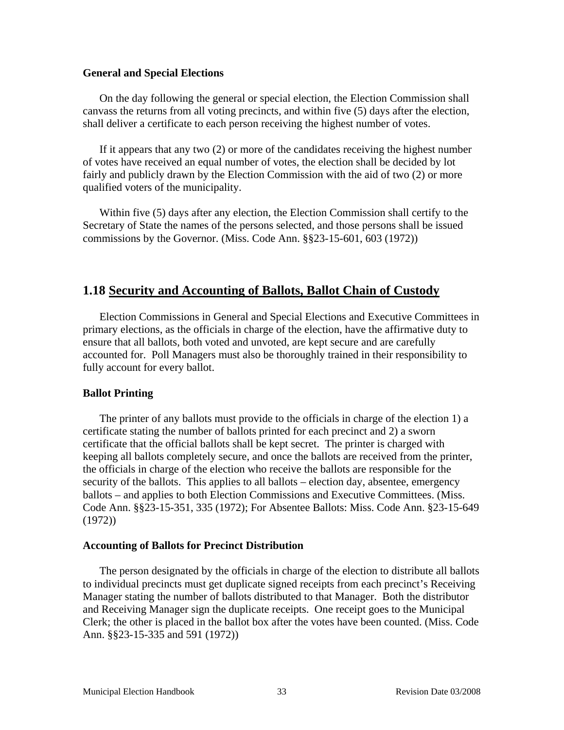### General and Special Elections

On the day following the general or special election, the Election Commission shall canvass the returns from all voting precincts, and within five (5) days after the election, shall deliver a certificate to each person receiving the highest number of votes.

If it appears that any two (2) or more of the candidates receiving the highest number of votes have received an equal number of votes, the election shall be decided by lot fairly and publicly drawn by the Election Commission with the aid of two (2) or more qualified voters of the municipality.

Within five (5) days after any election, the Election Commission shall certify to the Secretary of State the names of the persons selected, and those persons shall be issued commissions by the Governor. (Miss. Code Ann. §§23-15-601, 603 (1972))

## 1.18 Security and Accounting of Ballots, Ballot Chain of Custody

Election Commissions in General and Special Elections and Executive Committees in primary elections, as the officials in charge of the election, have the affirmative duty to ensure that all ballots, both voted and unvoted, are kept secure and are carefully accounted for. Poll Managers must also be thoroughly trained in their responsibility to fully account for every ballot.

### Ballot Printing

The printer of any ballots must provide to the officials in charge of the election 1) a certificate stating the number of ballots printed for each precinct and 2) a sworn certificate that the official ballots shall be kept secret. The printer is charged with keeping all ballots completely secure, and once the ballots are received from the printer, the officials in charge of the election who receive the ballots are responsible for the security of the ballots. This applies to all ballots – election day, absentee, emergency ballots – and applies to both Election Commissions and Executive Committees. (Miss. Code Ann. §§23-15-351, 335 (1972); For Absentee Ballots: Miss. Code Ann. §23-15-649 (1972))

### Accounting of Ballots for Precinct Distribution

The person designated by the officials in charge of the election to distribute all ballots to individual precincts must get duplicate signed receipts from each precinct's Receiving Manager stating the number of ballots distributed to that Manager. Both the distributor and Receiving Manager sign the duplicate receipts. One receipt goes to the Municipal Clerk; the other is placed in the ballot box after the votes have been counted. (Miss. Code Ann. §§23-15-335 and 591 (1972))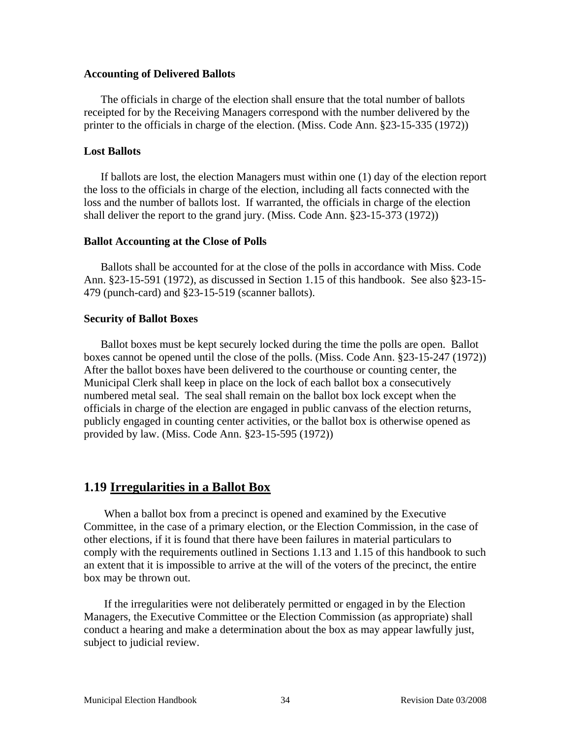**Accounting of Delivered Ballots**

The officials in charge of the election shall ensure that the total number of ballots receipted for by the Receiving Managers correspond with the number delivered by the printer to the officials in charge of the election. (Miss. Code Ann. §23-15-335 (1972))

**Lost Ballots**

If ballots are lost, the election Managers must within one (1) day of the election report the loss to the officials in charge of the election, including all facts connected with the loss and the number of ballots lost. If warranted, the officials in charge of the election shall deliver the report to the grand jury. (Miss. Code Ann. §23-15-373 (1972))

**Ballot Accounting at the Close of Polls**

Ballots shall be accounted for at the close of the polls in accordance with Miss. Code Ann. §23-15-591 (1972), as discussed in Section 1.15 of this handbook. See also §23-15-479 (punch-card) and §23-15-519 (scanner ballots).

**Security of Ballot Boxes**

Ballot boxes must be kept securely locked during the time the polls are open. Ballot boxes cannot be opened until the close of the polls. (Miss. Code Ann. §23-15-247 (1972)) After the ballot boxes have been delivered to the courthouse or counting center, the Municipal Clerk shall keep in place on the lock of each ballot box a consecutively numbered metal seal. The seal shall remain on the ballot box lock except when the officials in charge of the election are engaged in public canvass of the election returns, publicly engaged in counting center activities, or the ballot box is otherwise opened as provided by law. (Miss. Code Ann. §23-15-595 (1972))

## 1.19 Irregularities in a Ballot Box

When a ballot box from a precinct is opened and examined by the Executive Committee, in the case of a primary election, or the Election Commission, in the case of other elections, if it is found that there have been failures in material particulars to comply with the requirements outlined in Sections 1.13 and 1.15 of this handbook to such an extent that it is impossible to arrive at the will of the voters of the precinct, the entire box may be thrown out.

If the irregularities were not deliberately permitted or engaged in by the Election Managers, the Executive Committee or the Election Commission (as appropriate) shall conduct a hearing and make a determination about the box as may appear lawfully just, subject to judicial review.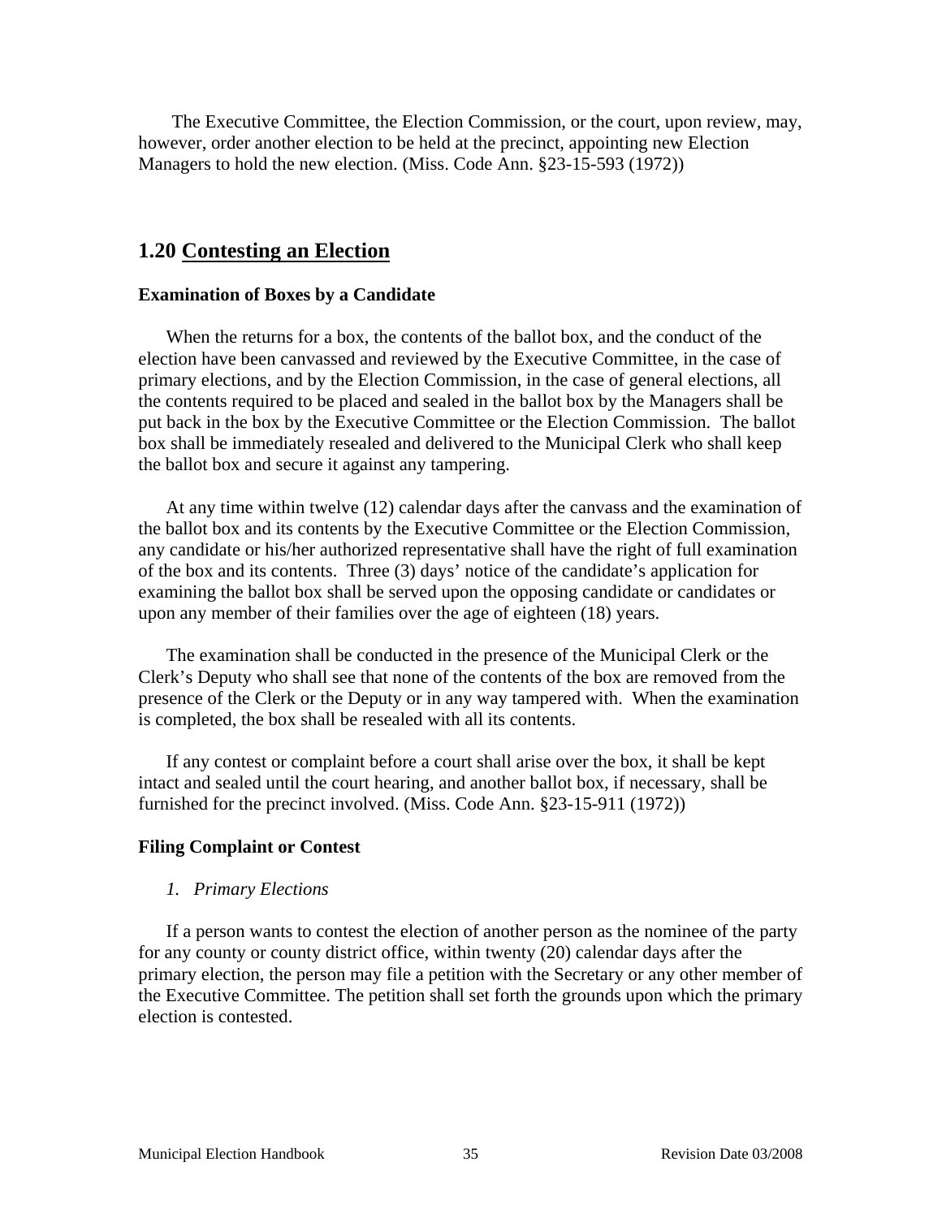The Executive Committee, the Election Commission, or the court, upon review, may, however, order another election to be held at the precinct, appointing new Election Managers to hold the new election. (Miss. Code Ann. §23-15-593 (1972))

## 1.20 Contesting an Election

### Examination of Boxes by a Candidate

When the returns for a box, the contents of the ballot box, and the conduct of the election have been canvassed and reviewed by the Executive Committee, in the case of primary elections, and by the Election Commission, in the case of general elections, all the contents required to be placed and sealed in the ballot box by the Managers shall be put back in the box by the Executive Committee or the Election Commission. The ballot box shall be immediately resealed and delivered to the Municipal Clerk who shall keep the ballot box and secure it against any tampering.

At any time within twelve (12) calendar days after the canvass and the examination of the ballot box and its contents by the Executive Committee or the Election Commission, any candidate or his/her authorized representative shall have the right of full examination of the box and its contents. Three (3) days' notice of the candidate's application for examining the ballot box shall be served upon the opposing candidate or candidates or upon any member of their families over the age of eighteen (18) years.

The examination shall be conducted in the presence of the Municipal Clerk or the Clerk's Deputy who shall see that none of the contents of the box are removed from the presence of the Clerk or the Deputy or in any way tampered with. When the examination is completed, the box shall be resealed with all its contents.

If any contest or complaint before a court shall arise over the box, it shall be kept intact and sealed until the court hearing, and another ballot box, if necessary, shall be furnished for the precinct involved. (Miss. Code Ann. §23-15-911 (1972))

### Filing Complaint or Contest

*1. Primary Elections*

If a person wants to contest the election of another person as the nominee of the party for any county or county district office, within twenty (20) calendar days after the primary election, the person may file a petition with the Secretary or any other member of the Executive Committee. The petition shall set forth the grounds upon which the primary election is contested.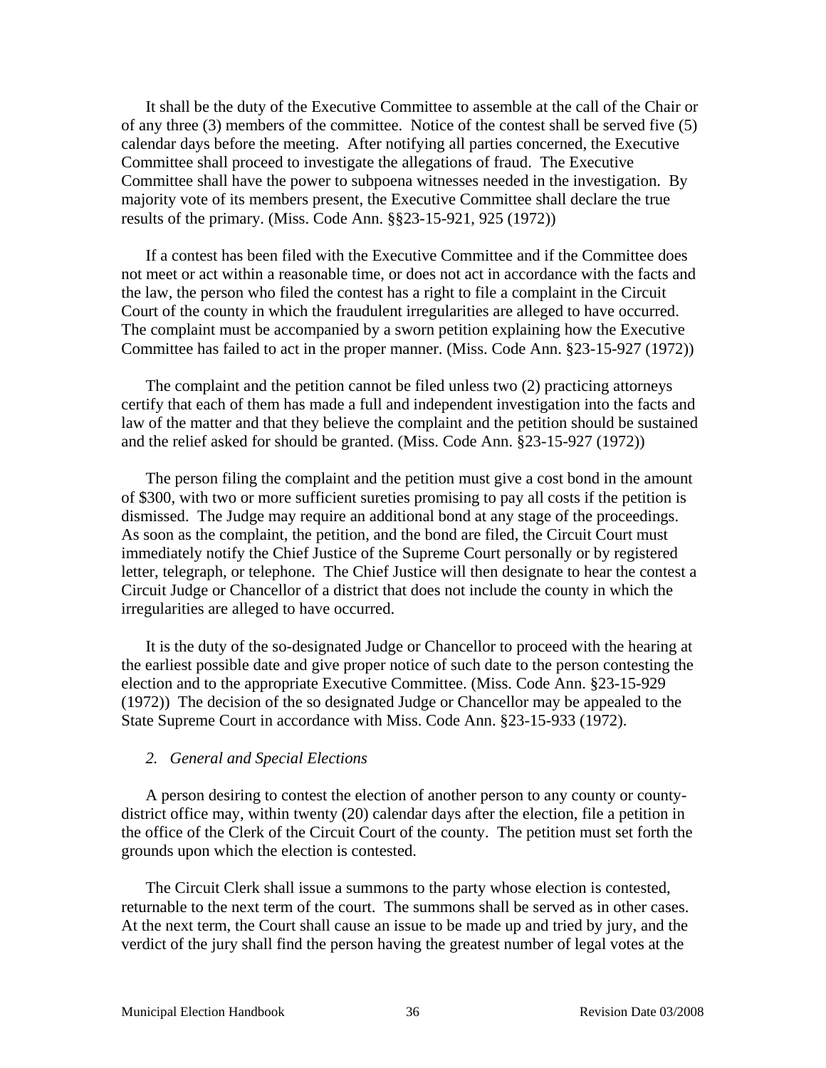It shall be the duty of the Executive Committee to assemble at the call of the Chair or of any three (3) members of the committee. Notice of the contest shall be served five (5) calendar days before the meeting. After notifying all parties concerned, the Executive Committee shall proceed to investigate the allegations of fraud. The Executive Committee shall have the power to subpoena witnesses needed in the investigation. By majority vote of its members present, the Executive Committee shall declare the true results of the primary. (Miss. Code Ann. §§23-15-921, 925 (1972))

If a contest has been filed with the Executive Committee and if the Committee does not meet or act within a reasonable time, or does not act in accordance with the facts and the law, the person who filed the contest has a right to file a complaint in the Circuit Court of the county in which the fraudulent irregularities are alleged to have occurred. The complaint must be accompanied by a sworn petition explaining how the Executive Committee has failed to act in the proper manner. (Miss. Code Ann. §23-15-927 (1972))

The complaint and the petition cannot be filed unless two (2) practicing attorneys certify that each of them has made a full and independent investigation into the facts and law of the matter and that they believe the complaint and the petition should be sustained and the relief asked for should be granted. (Miss. Code Ann. §23-15-927 (1972))

The person filing the complaint and the petition must give a cost bond in the amount of $300, with two or more sufficient sureties promising to pay all costs if the petition is dismissed. The Judge may require an additional bond at any stage of the proceedings. As soon as the complaint, the petition, and the bond are filed, the Circuit Court must immediately notify the Chief Justice of the Supreme Court personally or by registered letter, telegraph, or telephone. The Chief Justice will then designate to hear the contest a Circuit Judge or Chancellor of a district that does not include the county in which the irregularities are alleged to have occurred.

It is the duty of the so-designated Judge or Chancellor to proceed with the hearing at the earliest possible date and give proper notice of such date to the person contesting the election and to the appropriate Executive Committee. (Miss. Code Ann. §23-15-929 (1972)) The decision of the so designated Judge or Chancellor may be appealed to the State Supreme Court in accordance with Miss. Code Ann. §23-15-933 (1972).

*2. General and Special Elections*

A person desiring to contest the election of another person to any county or county-district office may, within twenty (20) calendar days after the election, file a petition in the office of the Clerk of the Circuit Court of the county. The petition must set forth the grounds upon which the election is contested.

The Circuit Clerk shall issue a summons to the party whose election is contested, returnable to the next term of the court. The summons shall be served as in other cases. At the next term, the Court shall cause an issue to be made up and tried by jury, and the verdict of the jury shall find the person having the greatest number of legal votes at the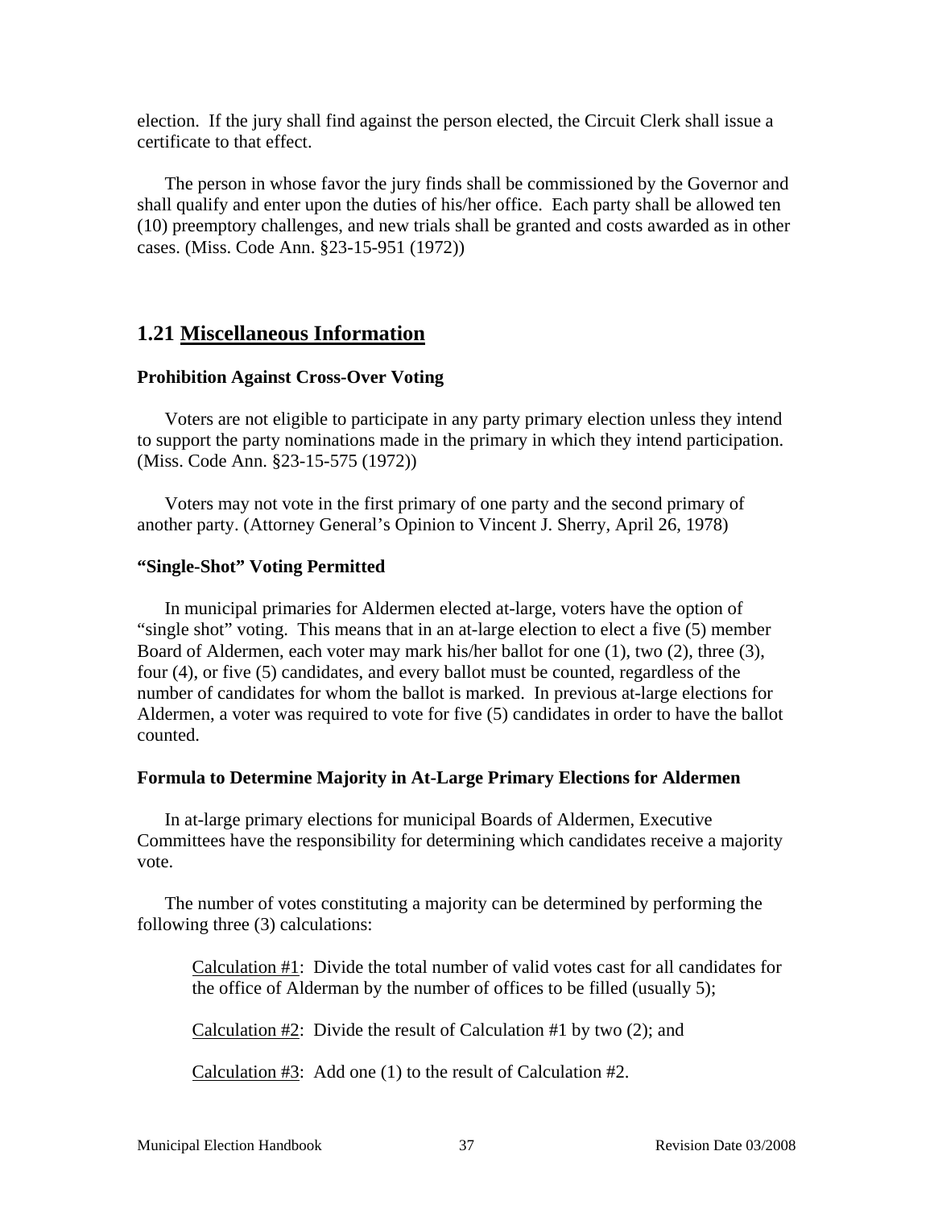election. If the jury shall find against the person elected, the Circuit Clerk shall issue a certificate to that effect.

The person in whose favor the jury finds shall be commissioned by the Governor and shall qualify and enter upon the duties of his/her office. Each party shall be allowed ten (10) preemptory challenges, and new trials shall be granted and costs awarded as in other cases. (Miss. Code Ann. §23-15-951 (1972))

## 1.21 Miscellaneous Information

**Prohibition Against Cross-Over Voting**

Voters are not eligible to participate in any party primary election unless they intend to support the party nominations made in the primary in which they intend participation. (Miss. Code Ann. §23-15-575 (1972))

Voters may not vote in the first primary of one party and the second primary of another party. (Attorney General's Opinion to Vincent J. Sherry, April 26, 1978)

**"Single-Shot" Voting Permitted**

In municipal primaries for Aldermen elected at-large, voters have the option of "single shot" voting. This means that in an at-large election to elect a five (5) member Board of Aldermen, each voter may mark his/her ballot for one (1), two (2), three (3), four (4), or five (5) candidates, and every ballot must be counted, regardless of the number of candidates for whom the ballot is marked. In previous at-large elections for Aldermen, a voter was required to vote for five (5) candidates in order to have the ballot counted.

**Formula to Determine Majority in At-Large Primary Elections for Aldermen**

In at-large primary elections for municipal Boards of Aldermen, Executive Committees have the responsibility for determining which candidates receive a majority vote.

The number of votes constituting a majority can be determined by performing the following three (3) calculations:

Calculation #1: Divide the total number of valid votes cast for all candidates for the office of Alderman by the number of offices to be filled (usually 5);

Calculation #2: Divide the result of Calculation #1 by two (2); and

Calculation #3: Add one (1) to the result of Calculation #2.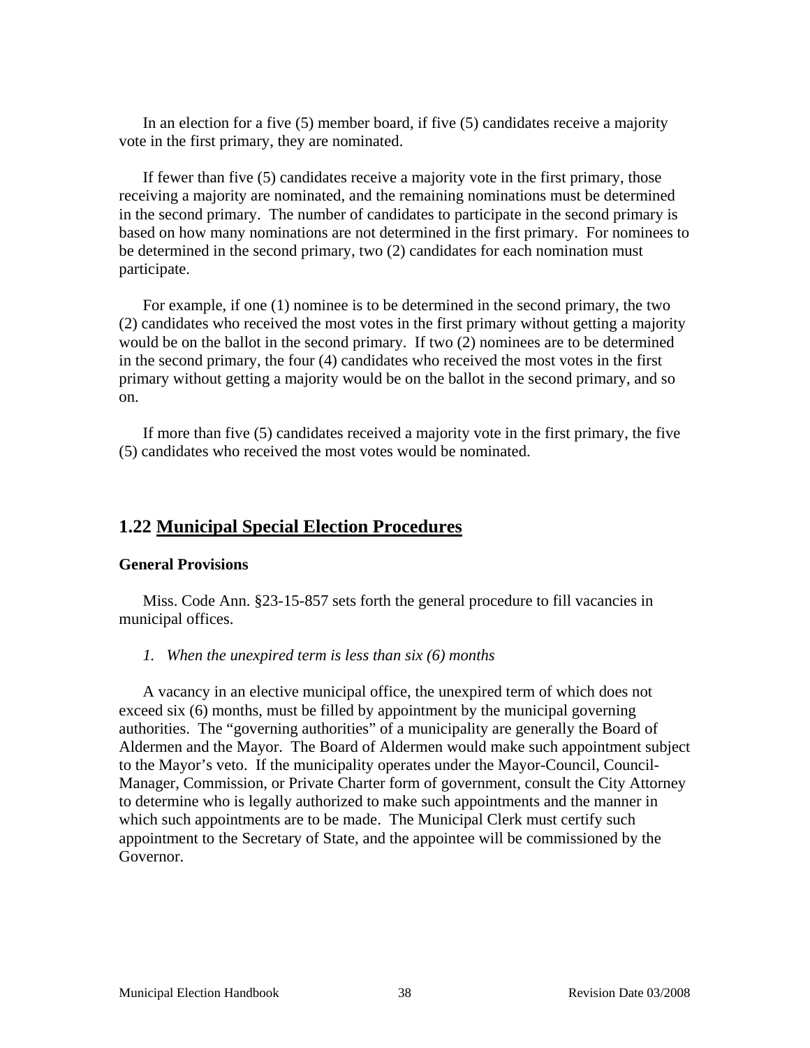In an election for a five (5) member board, if five (5) candidates receive a majority vote in the first primary, they are nominated.

If fewer than five (5) candidates receive a majority vote in the first primary, those receiving a majority are nominated, and the remaining nominations must be determined in the second primary. The number of candidates to participate in the second primary is based on how many nominations are not determined in the first primary. For nominees to be determined in the second primary, two (2) candidates for each nomination must participate.

For example, if one (1) nominee is to be determined in the second primary, the two (2) candidates who received the most votes in the first primary without getting a majority would be on the ballot in the second primary. If two (2) nominees are to be determined in the second primary, the four (4) candidates who received the most votes in the first primary without getting a majority would be on the ballot in the second primary, and so on.

If more than five (5) candidates received a majority vote in the first primary, the five (5) candidates who received the most votes would be nominated.

## 1.22 Municipal Special Election Procedures

### General Provisions

Miss. Code Ann. §23-15-857 sets forth the general procedure to fill vacancies in municipal offices.

*1. When the unexpired term is less than six (6) months*

A vacancy in an elective municipal office, the unexpired term of which does not exceed six (6) months, must be filled by appointment by the municipal governing authorities. The "governing authorities" of a municipality are generally the Board of Aldermen and the Mayor. The Board of Aldermen would make such appointment subject to the Mayor's veto. If the municipality operates under the Mayor-Council, Council-Manager, Commission, or Private Charter form of government, consult the City Attorney to determine who is legally authorized to make such appointments and the manner in which such appointments are to be made. The Municipal Clerk must certify such appointment to the Secretary of State, and the appointee will be commissioned by the Governor.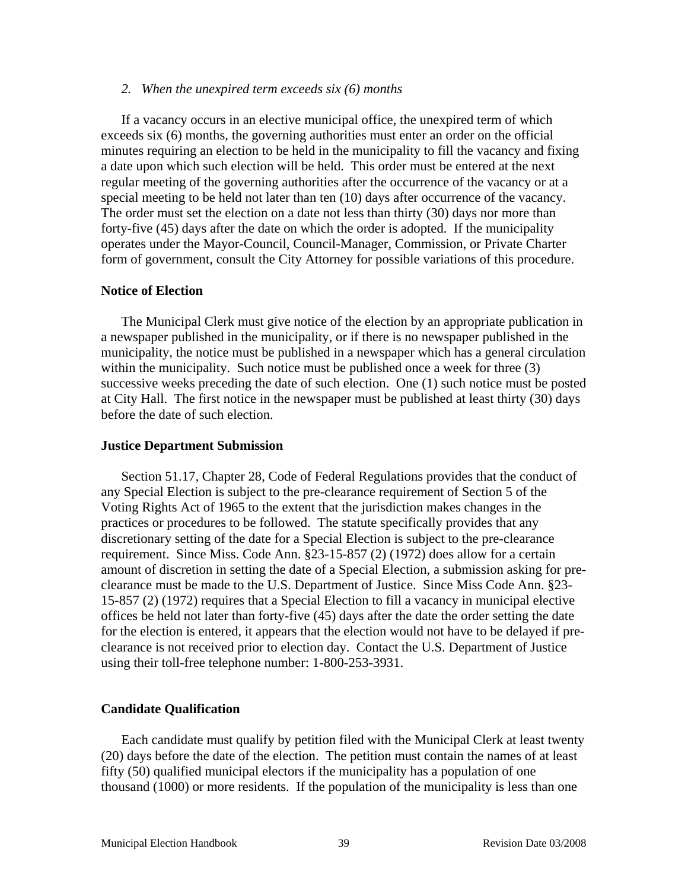*2. When the unexpired term exceeds six (6) months*

If a vacancy occurs in an elective municipal office, the unexpired term of which exceeds six (6) months, the governing authorities must enter an order on the official minutes requiring an election to be held in the municipality to fill the vacancy and fixing a date upon which such election will be held. This order must be entered at the next regular meeting of the governing authorities after the occurrence of the vacancy or at a special meeting to be held not later than ten (10) days after occurrence of the vacancy. The order must set the election on a date not less than thirty (30) days nor more than forty-five (45) days after the date on which the order is adopted. If the municipality operates under the Mayor-Council, Council-Manager, Commission, or Private Charter form of government, consult the City Attorney for possible variations of this procedure.

**Notice of Election**

The Municipal Clerk must give notice of the election by an appropriate publication in a newspaper published in the municipality, or if there is no newspaper published in the municipality, the notice must be published in a newspaper which has a general circulation within the municipality. Such notice must be published once a week for three (3) successive weeks preceding the date of such election. One (1) such notice must be posted at City Hall. The first notice in the newspaper must be published at least thirty (30) days before the date of such election.

**Justice Department Submission**

Section 51.17, Chapter 28, Code of Federal Regulations provides that the conduct of any Special Election is subject to the pre-clearance requirement of Section 5 of the Voting Rights Act of 1965 to the extent that the jurisdiction makes changes in the practices or procedures to be followed. The statute specifically provides that any discretionary setting of the date for a Special Election is subject to the pre-clearance requirement. Since Miss. Code Ann. §23-15-857 (2) (1972) does allow for a certain amount of discretion in setting the date of a Special Election, a submission asking for pre-clearance must be made to the U.S. Department of Justice. Since Miss Code Ann. §23-15-857 (2) (1972) requires that a Special Election to fill a vacancy in municipal elective offices be held not later than forty-five (45) days after the date the order setting the date for the election is entered, it appears that the election would not have to be delayed if pre-clearance is not received prior to election day. Contact the U.S. Department of Justice using their toll-free telephone number: 1-800-253-3931.

**Candidate Qualification**

Each candidate must qualify by petition filed with the Municipal Clerk at least twenty (20) days before the date of the election. The petition must contain the names of at least fifty (50) qualified municipal electors if the municipality has a population of one thousand (1000) or more residents. If the population of the municipality is less than one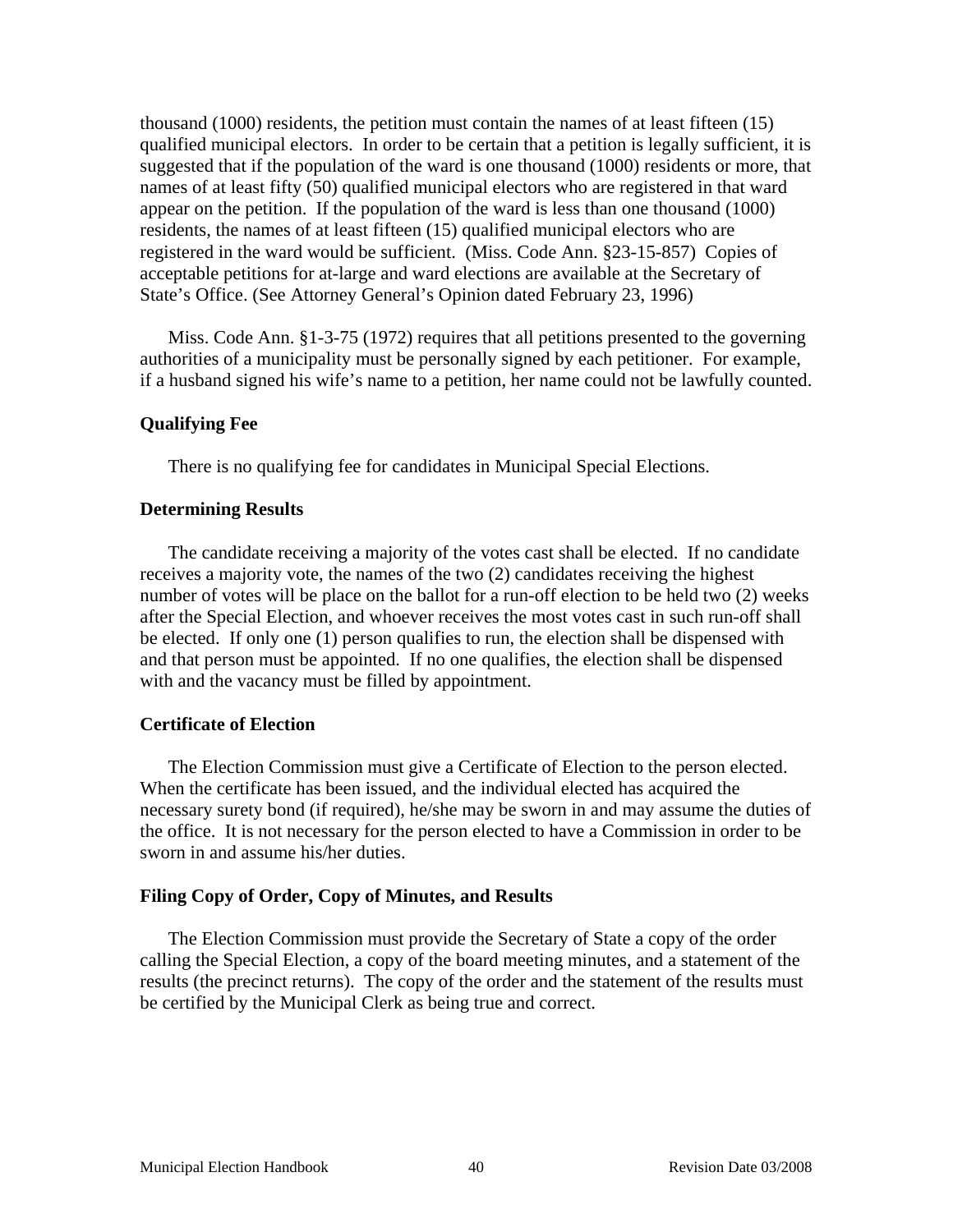thousand (1000) residents, the petition must contain the names of at least fifteen (15) qualified municipal electors. In order to be certain that a petition is legally sufficient, it is suggested that if the population of the ward is one thousand (1000) residents or more, that names of at least fifty (50) qualified municipal electors who are registered in that ward appear on the petition. If the population of the ward is less than one thousand (1000) residents, the names of at least fifteen (15) qualified municipal electors who are registered in the ward would be sufficient. (Miss. Code Ann. §23-15-857) Copies of acceptable petitions for at-large and ward elections are available at the Secretary of State's Office. (See Attorney General's Opinion dated February 23, 1996)

Miss. Code Ann. §1-3-75 (1972) requires that all petitions presented to the governing authorities of a municipality must be personally signed by each petitioner. For example, if a husband signed his wife's name to a petition, her name could not be lawfully counted.

**Qualifying Fee**

There is no qualifying fee for candidates in Municipal Special Elections.

**Determining Results**

The candidate receiving a majority of the votes cast shall be elected. If no candidate receives a majority vote, the names of the two (2) candidates receiving the highest number of votes will be place on the ballot for a run-off election to be held two (2) weeks after the Special Election, and whoever receives the most votes cast in such run-off shall be elected. If only one (1) person qualifies to run, the election shall be dispensed with and that person must be appointed. If no one qualifies, the election shall be dispensed with and the vacancy must be filled by appointment.

**Certificate of Election**

The Election Commission must give a Certificate of Election to the person elected. When the certificate has been issued, and the individual elected has acquired the necessary surety bond (if required), he/she may be sworn in and may assume the duties of the office. It is not necessary for the person elected to have a Commission in order to be sworn in and assume his/her duties.

**Filing Copy of Order, Copy of Minutes, and Results**

The Election Commission must provide the Secretary of State a copy of the order calling the Special Election, a copy of the board meeting minutes, and a statement of the results (the precinct returns). The copy of the order and the statement of the results must be certified by the Municipal Clerk as being true and correct.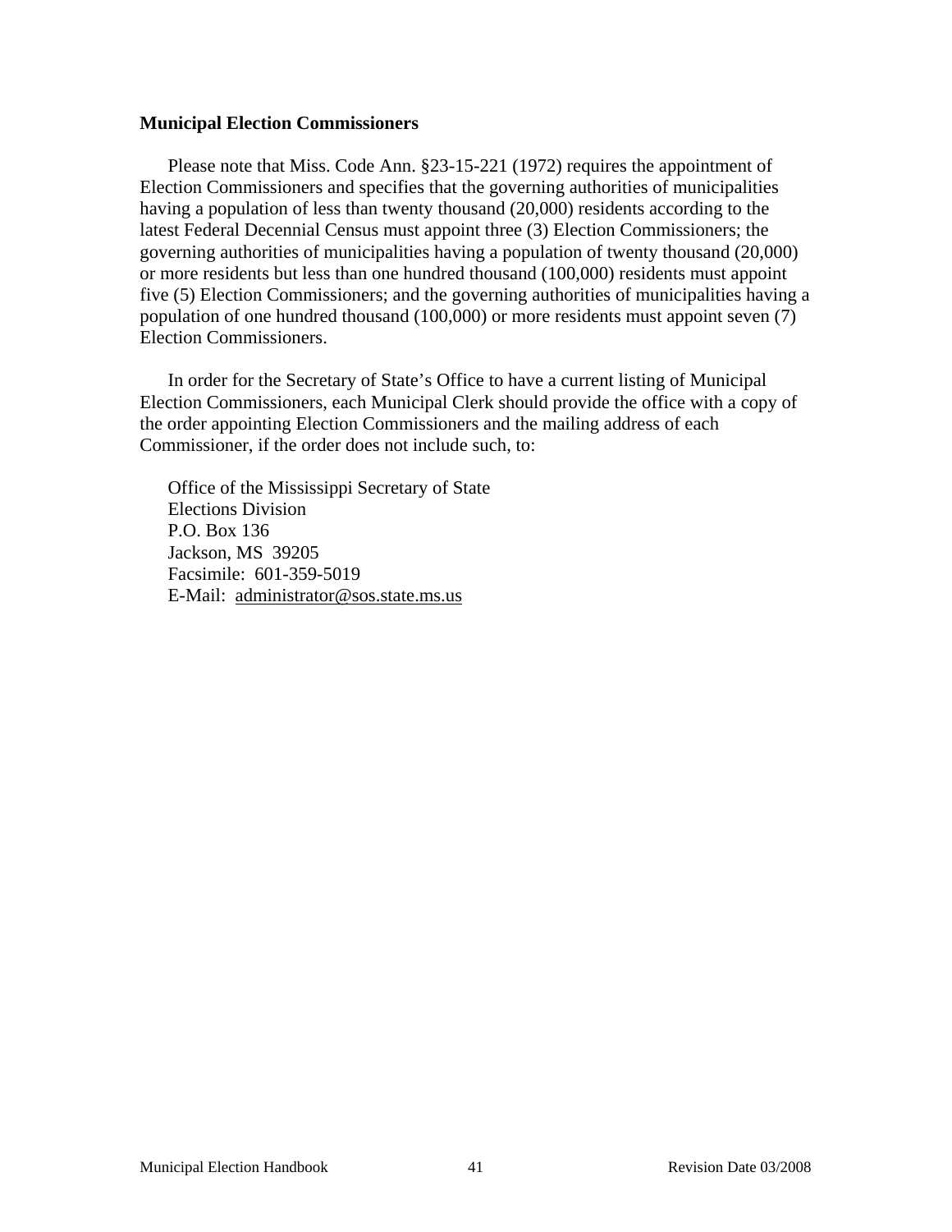**Municipal Election Commissioners**

Please note that Miss. Code Ann. §23-15-221 (1972) requires the appointment of Election Commissioners and specifies that the governing authorities of municipalities having a population of less than twenty thousand (20,000) residents according to the latest Federal Decennial Census must appoint three (3) Election Commissioners; the governing authorities of municipalities having a population of twenty thousand (20,000) or more residents but less than one hundred thousand (100,000) residents must appoint five (5) Election Commissioners; and the governing authorities of municipalities having a population of one hundred thousand (100,000) or more residents must appoint seven (7) Election Commissioners.

In order for the Secretary of State's Office to have a current listing of Municipal Election Commissioners, each Municipal Clerk should provide the office with a copy of the order appointing Election Commissioners and the mailing address of each Commissioner, if the order does not include such, to:

Office of the Mississippi Secretary of State
Elections Division
P.O. Box 136
Jackson, MS 39205
Facsimile: 601-359-5019
E-Mail: administrator@sos.state.ms.us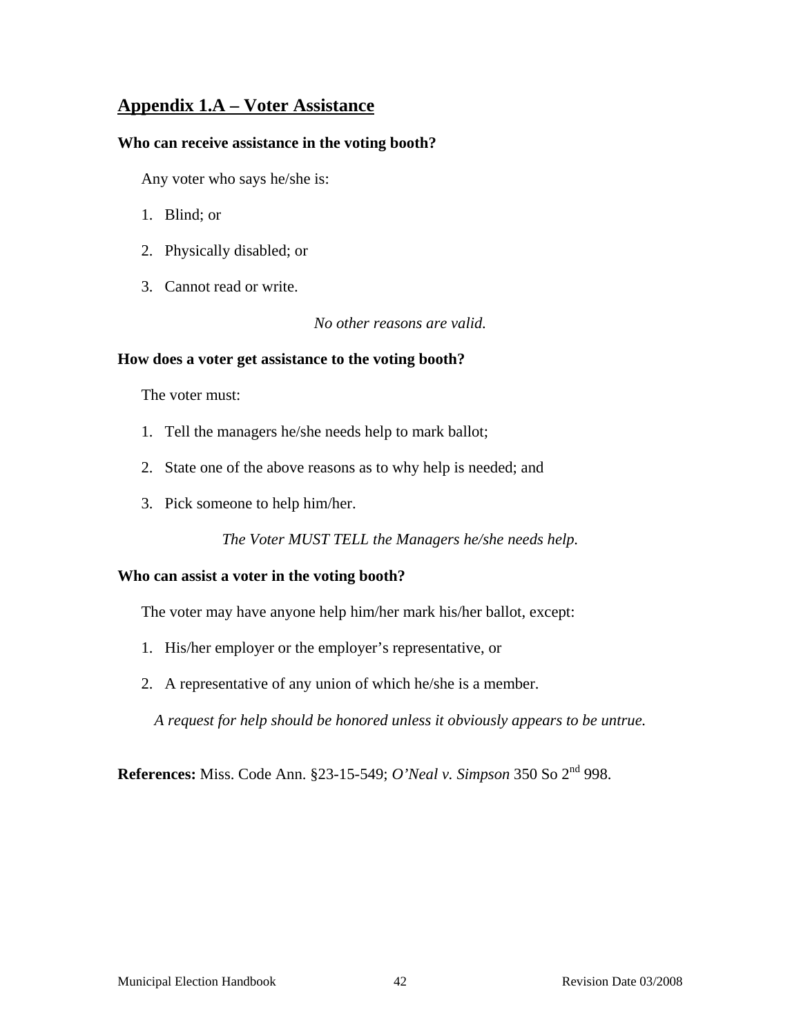## Appendix 1.A – Voter Assistance

**Who can receive assistance in the voting booth?**

Any voter who says he/she is:

1. Blind; or
2. Physically disabled; or
3. Cannot read or write.

*No other reasons are valid.*

**How does a voter get assistance to the voting booth?**

The voter must:

1. Tell the managers he/she needs help to mark ballot;
2. State one of the above reasons as to why help is needed; and
3. Pick someone to help him/her.

*The Voter MUST TELL the Managers he/she needs help.*

**Who can assist a voter in the voting booth?**

The voter may have anyone help him/her mark his/her ballot, except:

1. His/her employer or the employer's representative, or
2. A representative of any union of which he/she is a member.

*A request for help should be honored unless it obviously appears to be untrue.*

**References:** Miss. Code Ann. §23-15-549; *O'Neal v. Simpson* 350 So 2nd 998.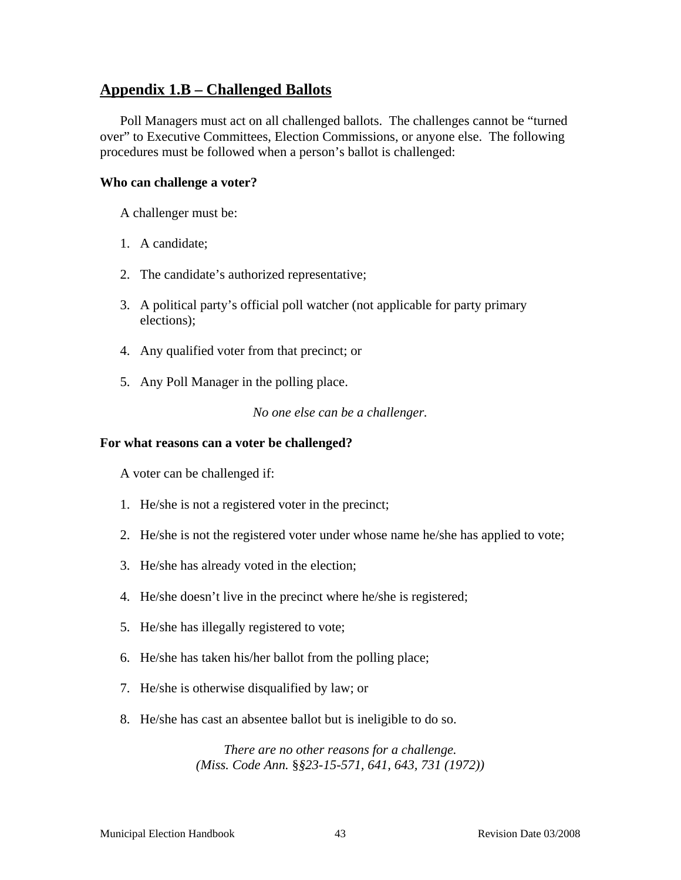## Appendix 1.B – Challenged Ballots

Poll Managers must act on all challenged ballots. The challenges cannot be "turned over" to Executive Committees, Election Commissions, or anyone else. The following procedures must be followed when a person's ballot is challenged:

**Who can challenge a voter?**

A challenger must be:

1. A candidate;
2. The candidate's authorized representative;
3. A political party's official poll watcher (not applicable for party primary elections);
4. Any qualified voter from that precinct; or
5. Any Poll Manager in the polling place.

*No one else can be a challenger.*

**For what reasons can a voter be challenged?**

A voter can be challenged if:

1. He/she is not a registered voter in the precinct;
2. He/she is not the registered voter under whose name he/she has applied to vote;
3. He/she has already voted in the election;
4. He/she doesn't live in the precinct where he/she is registered;
5. He/she has illegally registered to vote;
6. He/she has taken his/her ballot from the polling place;
7. He/she is otherwise disqualified by law; or
8. He/she has cast an absentee ballot but is ineligible to do so.

*There are no other reasons for a challenge.*
*(Miss. Code Ann. §§23-15-571, 641, 643, 731 (1972))*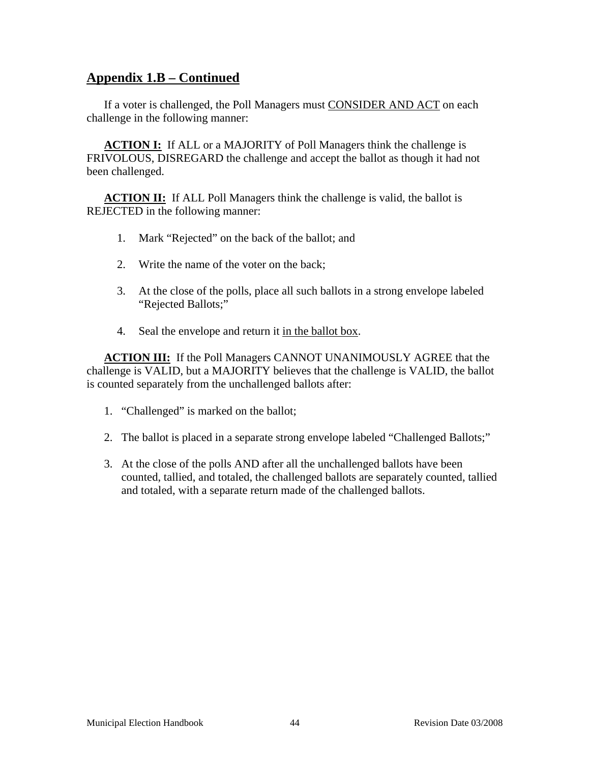## Appendix 1.B – Continued

If a voter is challenged, the Poll Managers must CONSIDER AND ACT on each challenge in the following manner:

**ACTION I:** If ALL or a MAJORITY of Poll Managers think the challenge is FRIVOLOUS, DISREGARD the challenge and accept the ballot as though it had not been challenged.

**ACTION II:** If ALL Poll Managers think the challenge is valid, the ballot is REJECTED in the following manner:

1. Mark "Rejected" on the back of the ballot; and
2. Write the name of the voter on the back;
3. At the close of the polls, place all such ballots in a strong envelope labeled "Rejected Ballots;"
4. Seal the envelope and return it in the ballot box.

**ACTION III:** If the Poll Managers CANNOT UNANIMOUSLY AGREE that the challenge is VALID, but a MAJORITY believes that the challenge is VALID, the ballot is counted separately from the unchallenged ballots after:

1. "Challenged" is marked on the ballot;
2. The ballot is placed in a separate strong envelope labeled "Challenged Ballots;"
3. At the close of the polls AND after all the unchallenged ballots have been counted, tallied, and totaled, the challenged ballots are separately counted, tallied and totaled, with a separate return made of the challenged ballots.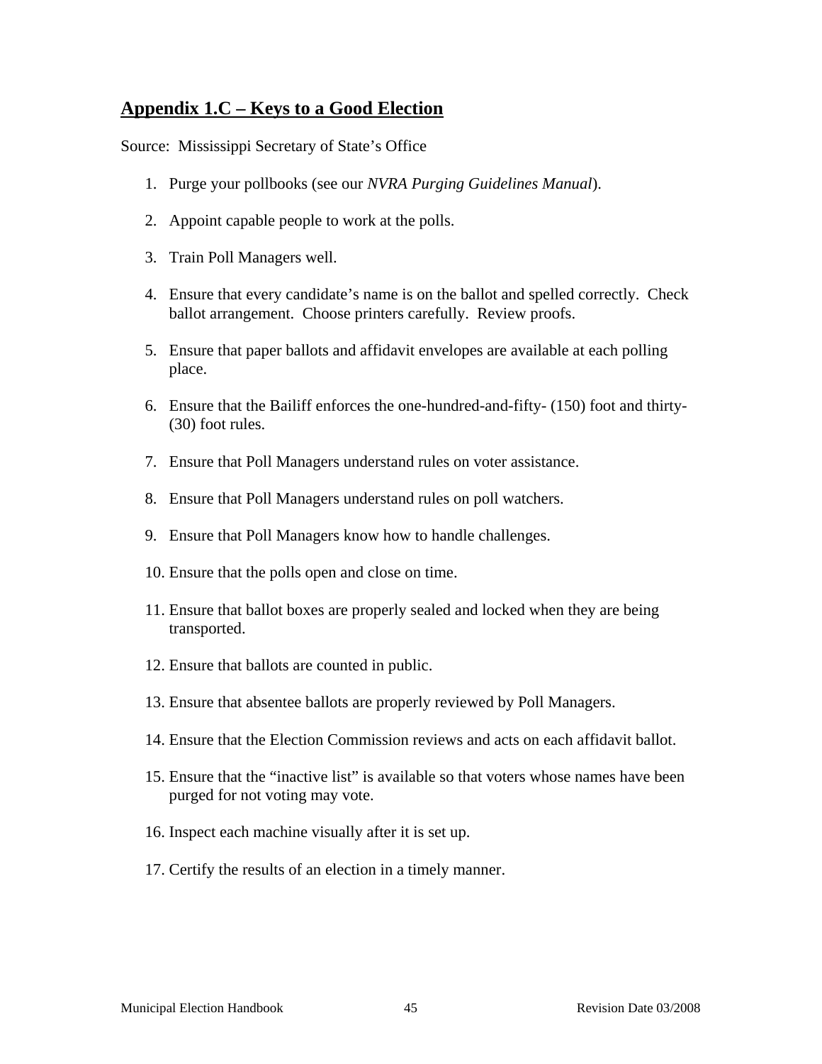## **Appendix 1.C – Keys to a Good Election**

Source: Mississippi Secretary of State's Office

1. Purge your pollbooks (see our *NVRA Purging Guidelines Manual*).

2. Appoint capable people to work at the polls.

3. Train Poll Managers well.

4. Ensure that every candidate's name is on the ballot and spelled correctly. Check ballot arrangement. Choose printers carefully. Review proofs.

5. Ensure that paper ballots and affidavit envelopes are available at each polling place.

6. Ensure that the Bailiff enforces the one-hundred-and-fifty- (150) foot and thirty- (30) foot rules.

7. Ensure that Poll Managers understand rules on voter assistance.

8. Ensure that Poll Managers understand rules on poll watchers.

9. Ensure that Poll Managers know how to handle challenges.

10. Ensure that the polls open and close on time.

11. Ensure that ballot boxes are properly sealed and locked when they are being transported.

12. Ensure that ballots are counted in public.

13. Ensure that absentee ballots are properly reviewed by Poll Managers.

14. Ensure that the Election Commission reviews and acts on each affidavit ballot.

15. Ensure that the "inactive list" is available so that voters whose names have been purged for not voting may vote.

16. Inspect each machine visually after it is set up.

17. Certify the results of an election in a timely manner.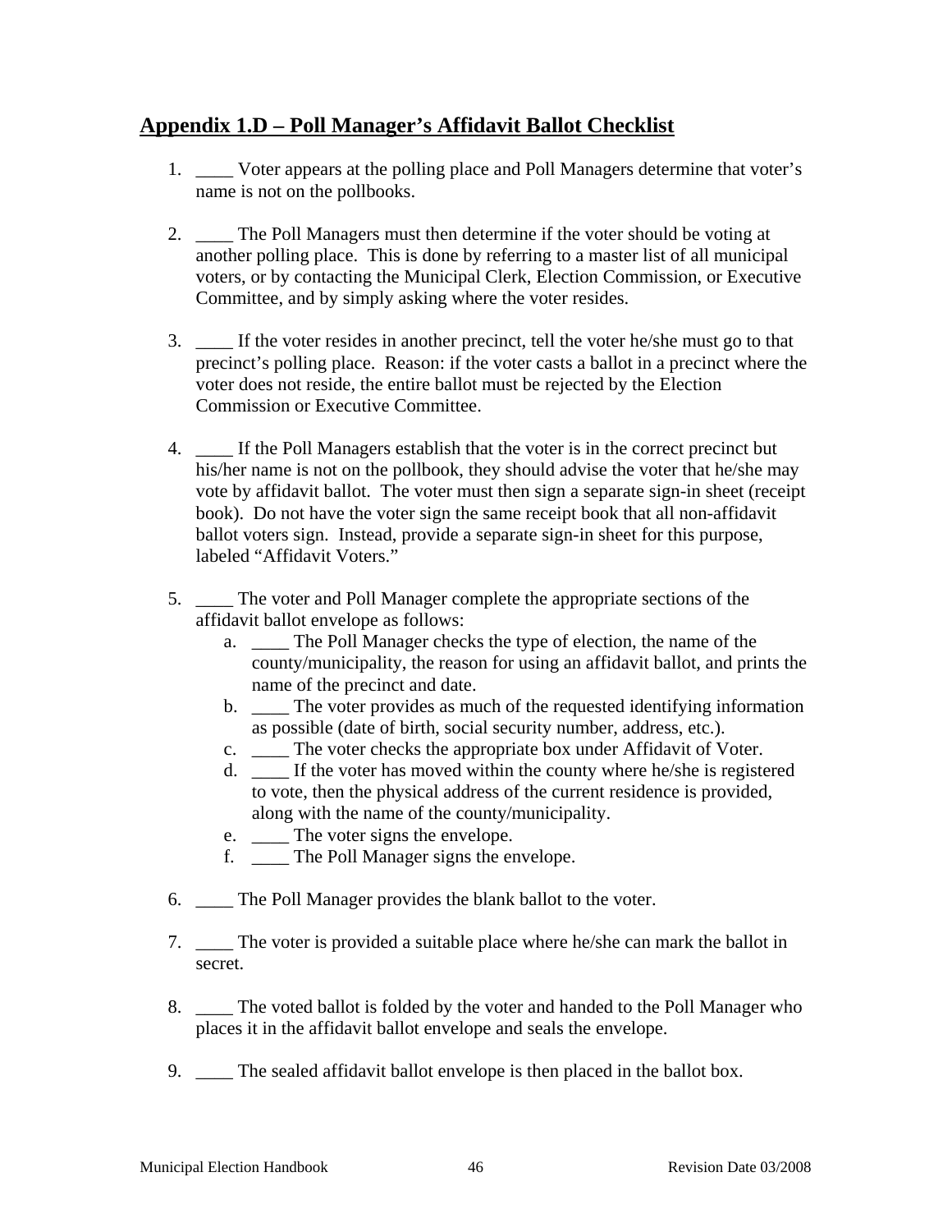## Appendix 1.D – Poll Manager's Affidavit Ballot Checklist

1. ____ Voter appears at the polling place and Poll Managers determine that voter's name is not on the pollbooks.

2. ____ The Poll Managers must then determine if the voter should be voting at another polling place. This is done by referring to a master list of all municipal voters, or by contacting the Municipal Clerk, Election Commission, or Executive Committee, and by simply asking where the voter resides.

3. ____ If the voter resides in another precinct, tell the voter he/she must go to that precinct's polling place. Reason: if the voter casts a ballot in a precinct where the voter does not reside, the entire ballot must be rejected by the Election Commission or Executive Committee.

4. ____ If the Poll Managers establish that the voter is in the correct precinct but his/her name is not on the pollbook, they should advise the voter that he/she may vote by affidavit ballot. The voter must then sign a separate sign-in sheet (receipt book). Do not have the voter sign the same receipt book that all non-affidavit ballot voters sign. Instead, provide a separate sign-in sheet for this purpose, labeled "Affidavit Voters."

5. ____ The voter and Poll Manager complete the appropriate sections of the affidavit ballot envelope as follows:
   a. ____ The Poll Manager checks the type of election, the name of the county/municipality, the reason for using an affidavit ballot, and prints the name of the precinct and date.
   b. ____ The voter provides as much of the requested identifying information as possible (date of birth, social security number, address, etc.).
   c. ____ The voter checks the appropriate box under Affidavit of Voter.
   d. ____ If the voter has moved within the county where he/she is registered to vote, then the physical address of the current residence is provided, along with the name of the county/municipality.
   e. ____ The voter signs the envelope.
   f. ____ The Poll Manager signs the envelope.

6. ____ The Poll Manager provides the blank ballot to the voter.

7. ____ The voter is provided a suitable place where he/she can mark the ballot in secret.

8. ____ The voted ballot is folded by the voter and handed to the Poll Manager who places it in the affidavit ballot envelope and seals the envelope.

9. ____ The sealed affidavit ballot envelope is then placed in the ballot box.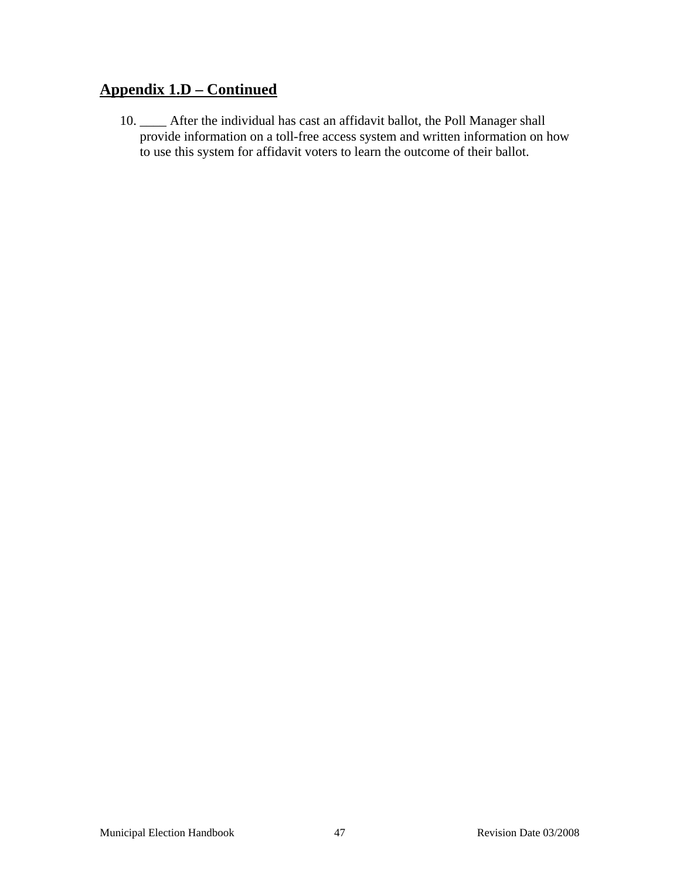## Appendix 1.D – Continued

10. ____ After the individual has cast an affidavit ballot, the Poll Manager shall provide information on a toll-free access system and written information on how to use this system for affidavit voters to learn the outcome of their ballot.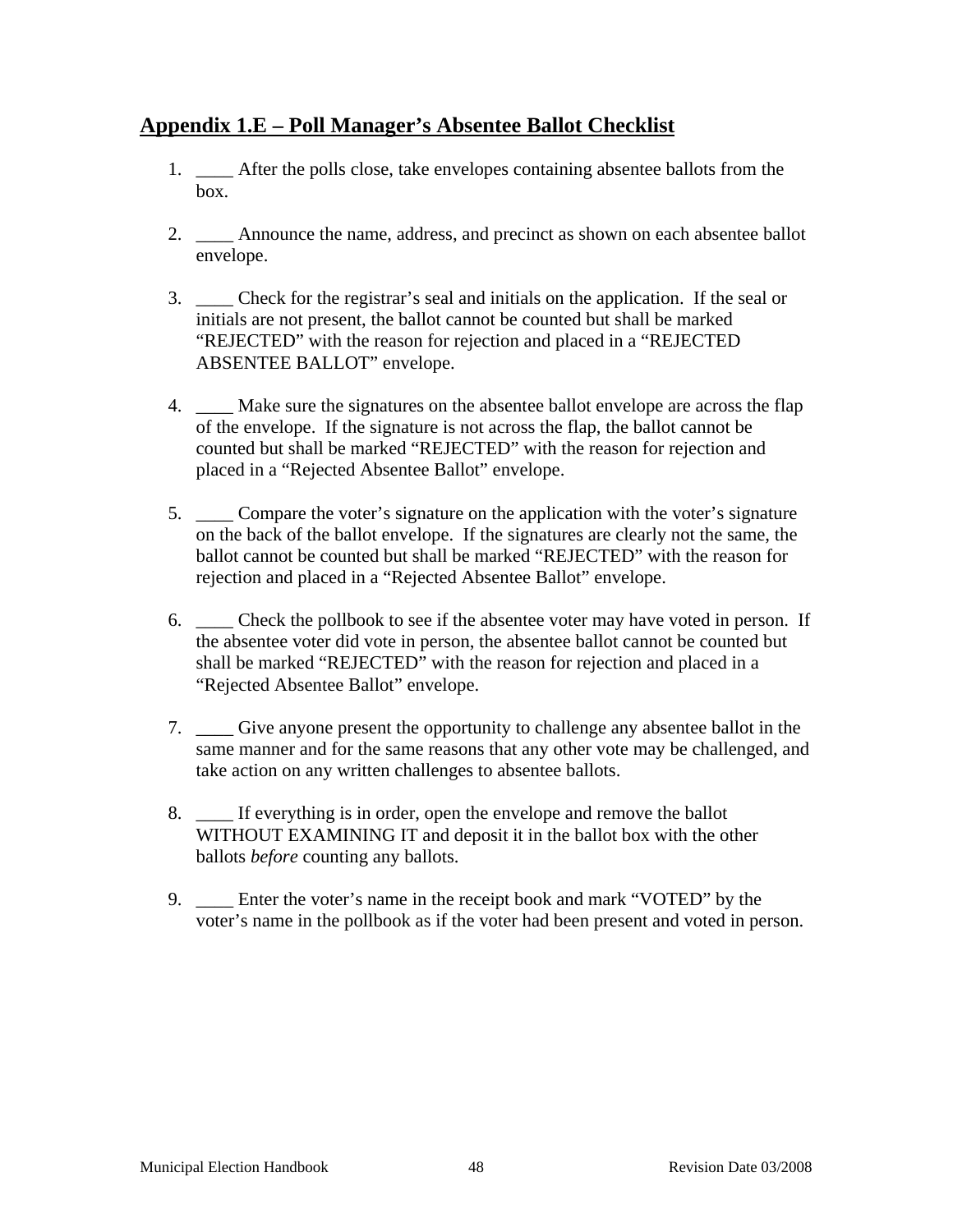## Appendix 1.E – Poll Manager's Absentee Ballot Checklist

1. ____ After the polls close, take envelopes containing absentee ballots from the box.

2. ____ Announce the name, address, and precinct as shown on each absentee ballot envelope.

3. ____ Check for the registrar's seal and initials on the application. If the seal or initials are not present, the ballot cannot be counted but shall be marked "REJECTED" with the reason for rejection and placed in a "REJECTED ABSENTEE BALLOT" envelope.

4. ____ Make sure the signatures on the absentee ballot envelope are across the flap of the envelope. If the signature is not across the flap, the ballot cannot be counted but shall be marked "REJECTED" with the reason for rejection and placed in a "Rejected Absentee Ballot" envelope.

5. ____ Compare the voter's signature on the application with the voter's signature on the back of the ballot envelope. If the signatures are clearly not the same, the ballot cannot be counted but shall be marked "REJECTED" with the reason for rejection and placed in a "Rejected Absentee Ballot" envelope.

6. ____ Check the pollbook to see if the absentee voter may have voted in person. If the absentee voter did vote in person, the absentee ballot cannot be counted but shall be marked "REJECTED" with the reason for rejection and placed in a "Rejected Absentee Ballot" envelope.

7. ____ Give anyone present the opportunity to challenge any absentee ballot in the same manner and for the same reasons that any other vote may be challenged, and take action on any written challenges to absentee ballots.

8. ____ If everything is in order, open the envelope and remove the ballot WITHOUT EXAMINING IT and deposit it in the ballot box with the other ballots *before* counting any ballots.

9. ____ Enter the voter's name in the receipt book and mark "VOTED" by the voter's name in the pollbook as if the voter had been present and voted in person.